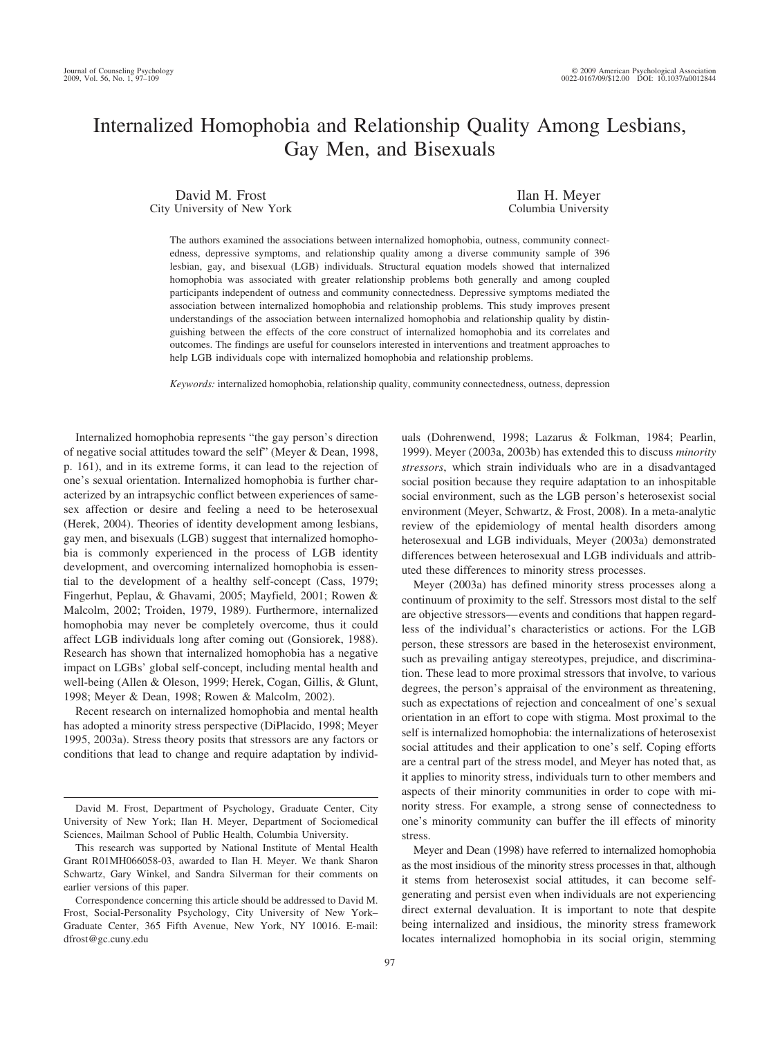# Internalized Homophobia and Relationship Quality Among Lesbians, Gay Men, and Bisexuals

David M. Frost
City University of New York

Ilan H. Meyer
Columbia University

The authors examined the associations between internalized homophobia, outness, community connectedness, depressive symptoms, and relationship quality among a diverse community sample of 396 lesbian, gay, and bisexual (LGB) individuals. Structural equation models showed that internalized homophobia was associated with greater relationship problems both generally and among coupled participants independent of outness and community connectedness. Depressive symptoms mediated the association between internalized homophobia and relationship problems. This study improves present understandings of the association between internalized homophobia and relationship quality by distinguishing between the effects of the core construct of internalized homophobia and its correlates and outcomes. The findings are useful for counselors interested in interventions and treatment approaches to help LGB individuals cope with internalized homophobia and relationship problems.

*Keywords:* internalized homophobia, relationship quality, community connectedness, outness, depression

Internalized homophobia represents "the gay person's direction of negative social attitudes toward the self" (Meyer & Dean, 1998, p. 161), and in its extreme forms, it can lead to the rejection of one's sexual orientation. Internalized homophobia is further characterized by an intrapsychic conflict between experiences of same-sex affection or desire and feeling a need to be heterosexual (Herek, 2004). Theories of identity development among lesbians, gay men, and bisexuals (LGB) suggest that internalized homophobia is commonly experienced in the process of LGB identity development, and overcoming internalized homophobia is essential to the development of a healthy self-concept (Cass, 1979; Fingerhut, Peplau, & Ghavami, 2005; Mayfield, 2001; Rowen & Malcolm, 2002; Troiden, 1979, 1989). Furthermore, internalized homophobia may never be completely overcome, thus it could affect LGB individuals long after coming out (Gonsiorek, 1988). Research has shown that internalized homophobia has a negative impact on LGBs' global self-concept, including mental health and well-being (Allen & Oleson, 1999; Herek, Cogan, Gillis, & Glunt, 1998; Meyer & Dean, 1998; Rowen & Malcolm, 2002).

Recent research on internalized homophobia and mental health has adopted a minority stress perspective (DiPlacido, 1998; Meyer 1995, 2003a). Stress theory posits that stressors are any factors or conditions that lead to change and require adaptation by individuals (Dohrenwend, 1998; Lazarus & Folkman, 1984; Pearlin, 1999). Meyer (2003a, 2003b) has extended this to discuss *minority stressors*, which strain individuals who are in a disadvantaged social position because they require adaptation to an inhospitable social environment, such as the LGB person's heterosexist social environment (Meyer, Schwartz, & Frost, 2008). In a meta-analytic review of the epidemiology of mental health disorders among heterosexual and LGB individuals, Meyer (2003a) demonstrated differences between heterosexual and LGB individuals and attributed these differences to minority stress processes.

Meyer (2003a) has defined minority stress processes along a continuum of proximity to the self. Stressors most distal to the self are objective stressors—events and conditions that happen regardless of the individual's characteristics or actions. For the LGB person, these stressors are based in the heterosexist environment, such as prevailing antigay stereotypes, prejudice, and discrimination. These lead to more proximal stressors that involve, to various degrees, the person's appraisal of the environment as threatening, such as expectations of rejection and concealment of one's sexual orientation in an effort to cope with stigma. Most proximal to the self is internalized homophobia: the internalizations of heterosexist social attitudes and their application to one's self. Coping efforts are a central part of the stress model, and Meyer has noted that, as it applies to minority stress, individuals turn to other members and aspects of their minority communities in order to cope with minority stress. For example, a strong sense of connectedness to one's minority community can buffer the ill effects of minority stress.

Meyer and Dean (1998) have referred to internalized homophobia as the most insidious of the minority stress processes in that, although it stems from heterosexist social attitudes, it can become self-generating and persist even when individuals are not experiencing direct external devaluation. It is important to note that despite being internalized and insidious, the minority stress framework locates internalized homophobia in its social origin, stemming

---

David M. Frost, Department of Psychology, Graduate Center, City University of New York; Ilan H. Meyer, Department of Sociomedical Sciences, Mailman School of Public Health, Columbia University.

This research was supported by National Institute of Mental Health Grant R01MH066058-03, awarded to Ilan H. Meyer. We thank Sharon Schwartz, Gary Winkel, and Sandra Silverman for their comments on earlier versions of this paper.

Correspondence concerning this article should be addressed to David M. Frost, Social-Personality Psychology, City University of New York–Graduate Center, 365 Fifth Avenue, New York, NY 10016. E-mail: dfrost@gc.cuny.edu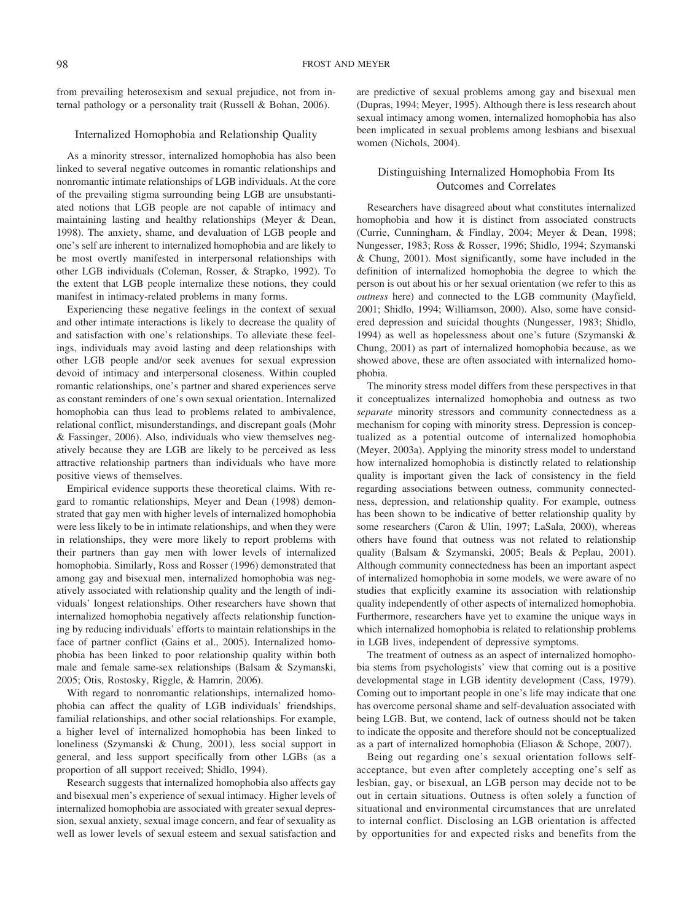from prevailing heterosexism and sexual prejudice, not from internal pathology or a personality trait (Russell & Bohan, 2006).

## Internalized Homophobia and Relationship Quality

As a minority stressor, internalized homophobia has also been linked to several negative outcomes in romantic relationships and nonromantic intimate relationships of LGB individuals. At the core of the prevailing stigma surrounding being LGB are unsubstantiated notions that LGB people are not capable of intimacy and maintaining lasting and healthy relationships (Meyer & Dean, 1998). The anxiety, shame, and devaluation of LGB people and one's self are inherent to internalized homophobia and are likely to be most overtly manifested in interpersonal relationships with other LGB individuals (Coleman, Rosser, & Strapko, 1992). To the extent that LGB people internalize these notions, they could manifest in intimacy-related problems in many forms.

Experiencing these negative feelings in the context of sexual and other intimate interactions is likely to decrease the quality of and satisfaction with one's relationships. To alleviate these feelings, individuals may avoid lasting and deep relationships with other LGB people and/or seek avenues for sexual expression devoid of intimacy and interpersonal closeness. Within coupled romantic relationships, one's partner and shared experiences serve as constant reminders of one's own sexual orientation. Internalized homophobia can thus lead to problems related to ambivalence, relational conflict, misunderstandings, and discrepant goals (Mohr & Fassinger, 2006). Also, individuals who view themselves negatively because they are LGB are likely to be perceived as less attractive relationship partners than individuals who have more positive views of themselves.

Empirical evidence supports these theoretical claims. With regard to romantic relationships, Meyer and Dean (1998) demonstrated that gay men with higher levels of internalized homophobia were less likely to be in intimate relationships, and when they were in relationships, they were more likely to report problems with their partners than gay men with lower levels of internalized homophobia. Similarly, Ross and Rosser (1996) demonstrated that among gay and bisexual men, internalized homophobia was negatively associated with relationship quality and the length of individuals' longest relationships. Other researchers have shown that internalized homophobia negatively affects relationship functioning by reducing individuals' efforts to maintain relationships in the face of partner conflict (Gains et al., 2005). Internalized homophobia has been linked to poor relationship quality within both male and female same-sex relationships (Balsam & Szymanski, 2005; Otis, Rostosky, Riggle, & Hamrin, 2006).

With regard to nonromantic relationships, internalized homophobia can affect the quality of LGB individuals' friendships, familial relationships, and other social relationships. For example, a higher level of internalized homophobia has been linked to loneliness (Szymanski & Chung, 2001), less social support in general, and less support specifically from other LGBs (as a proportion of all support received; Shidlo, 1994).

Research suggests that internalized homophobia also affects gay and bisexual men's experience of sexual intimacy. Higher levels of internalized homophobia are associated with greater sexual depression, sexual anxiety, sexual image concern, and fear of sexuality as well as lower levels of sexual esteem and sexual satisfaction and are predictive of sexual problems among gay and bisexual men (Dupras, 1994; Meyer, 1995). Although there is less research about sexual intimacy among women, internalized homophobia has also been implicated in sexual problems among lesbians and bisexual women (Nichols, 2004).

## Distinguishing Internalized Homophobia From Its Outcomes and Correlates

Researchers have disagreed about what constitutes internalized homophobia and how it is distinct from associated constructs (Currie, Cunningham, & Findlay, 2004; Meyer & Dean, 1998; Nungesser, 1983; Ross & Rosser, 1996; Shidlo, 1994; Szymanski & Chung, 2001). Most significantly, some have included in the definition of internalized homophobia the degree to which the person is out about his or her sexual orientation (we refer to this as *outness* here) and connected to the LGB community (Mayfield, 2001; Shidlo, 1994; Williamson, 2000). Also, some have considered depression and suicidal thoughts (Nungesser, 1983; Shidlo, 1994) as well as hopelessness about one's future (Szymanski & Chung, 2001) as part of internalized homophobia because, as we showed above, these are often associated with internalized homophobia.

The minority stress model differs from these perspectives in that it conceptualizes internalized homophobia and outness as two *separate* minority stressors and community connectedness as a mechanism for coping with minority stress. Depression is conceptualized as a potential outcome of internalized homophobia (Meyer, 2003a). Applying the minority stress model to understand how internalized homophobia is distinctly related to relationship quality is important given the lack of consistency in the field regarding associations between outness, community connectedness, depression, and relationship quality. For example, outness has been shown to be indicative of better relationship quality by some researchers (Caron & Ulin, 1997; LaSala, 2000), whereas others have found that outness was not related to relationship quality (Balsam & Szymanski, 2005; Beals & Peplau, 2001). Although community connectedness has been an important aspect of internalized homophobia in some models, we were aware of no studies that explicitly examine its association with relationship quality independently of other aspects of internalized homophobia. Furthermore, researchers have yet to examine the unique ways in which internalized homophobia is related to relationship problems in LGB lives, independent of depressive symptoms.

The treatment of outness as an aspect of internalized homophobia stems from psychologists' view that coming out is a positive developmental stage in LGB identity development (Cass, 1979). Coming out to important people in one's life may indicate that one has overcome personal shame and self-devaluation associated with being LGB. But, we contend, lack of outness should not be taken to indicate the opposite and therefore should not be conceptualized as a part of internalized homophobia (Eliason & Schope, 2007).

Being out regarding one's sexual orientation follows self-acceptance, but even after completely accepting one's self as lesbian, gay, or bisexual, an LGB person may decide not to be out in certain situations. Outness is often solely a function of situational and environmental circumstances that are unrelated to internal conflict. Disclosing an LGB orientation is affected by opportunities for and expected risks and benefits from the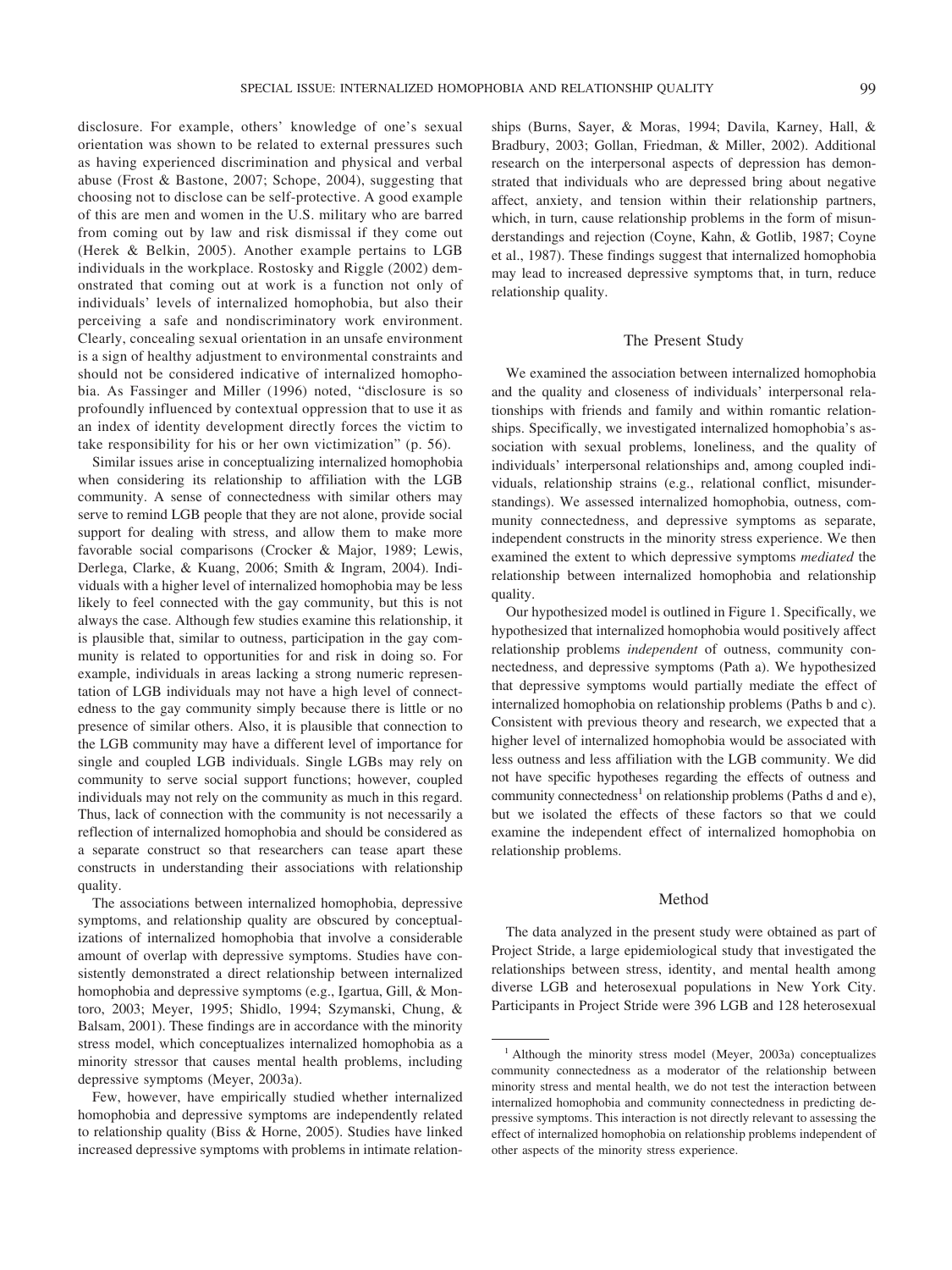disclosure. For example, others' knowledge of one's sexual orientation was shown to be related to external pressures such as having experienced discrimination and physical and verbal abuse (Frost & Bastone, 2007; Schope, 2004), suggesting that choosing not to disclose can be self-protective. A good example of this are men and women in the U.S. military who are barred from coming out by law and risk dismissal if they come out (Herek & Belkin, 2005). Another example pertains to LGB individuals in the workplace. Rostosky and Riggle (2002) demonstrated that coming out at work is a function not only of individuals' levels of internalized homophobia, but also their perceiving a safe and nondiscriminatory work environment. Clearly, concealing sexual orientation in an unsafe environment is a sign of healthy adjustment to environmental constraints and should not be considered indicative of internalized homophobia. As Fassinger and Miller (1996) noted, "disclosure is so profoundly influenced by contextual oppression that to use it as an index of identity development directly forces the victim to take responsibility for his or her own victimization" (p. 56).

Similar issues arise in conceptualizing internalized homophobia when considering its relationship to affiliation with the LGB community. A sense of connectedness with similar others may serve to remind LGB people that they are not alone, provide social support for dealing with stress, and allow them to make more favorable social comparisons (Crocker & Major, 1989; Lewis, Derlega, Clarke, & Kuang, 2006; Smith & Ingram, 2004). Individuals with a higher level of internalized homophobia may be less likely to feel connected with the gay community, but this is not always the case. Although few studies examine this relationship, it is plausible that, similar to outness, participation in the gay community is related to opportunities for and risk in doing so. For example, individuals in areas lacking a strong numeric representation of LGB individuals may not have a high level of connectedness to the gay community simply because there is little or no presence of similar others. Also, it is plausible that connection to the LGB community may have a different level of importance for single and coupled LGB individuals. Single LGBs may rely on community to serve social support functions; however, coupled individuals may not rely on the community as much in this regard. Thus, lack of connection with the community is not necessarily a reflection of internalized homophobia and should be considered as a separate construct so that researchers can tease apart these constructs in understanding their associations with relationship quality.

The associations between internalized homophobia, depressive symptoms, and relationship quality are obscured by conceptualizations of internalized homophobia that involve a considerable amount of overlap with depressive symptoms. Studies have consistently demonstrated a direct relationship between internalized homophobia and depressive symptoms (e.g., Igartua, Gill, & Montoro, 2003; Meyer, 1995; Shidlo, 1994; Szymanski, Chung, & Balsam, 2001). These findings are in accordance with the minority stress model, which conceptualizes internalized homophobia as a minority stressor that causes mental health problems, including depressive symptoms (Meyer, 2003a).

Few, however, have empirically studied whether internalized homophobia and depressive symptoms are independently related to relationship quality (Biss & Horne, 2005). Studies have linked increased depressive symptoms with problems in intimate relationships (Burns, Sayer, & Moras, 1994; Davila, Karney, Hall, & Bradbury, 2003; Gollan, Friedman, & Miller, 2002). Additional research on the interpersonal aspects of depression has demonstrated that individuals who are depressed bring about negative affect, anxiety, and tension within their relationship partners, which, in turn, cause relationship problems in the form of misunderstandings and rejection (Coyne, Kahn, & Gotlib, 1987; Coyne et al., 1987). These findings suggest that internalized homophobia may lead to increased depressive symptoms that, in turn, reduce relationship quality.

## The Present Study

We examined the association between internalized homophobia and the quality and closeness of individuals' interpersonal relationships with friends and family and within romantic relationships. Specifically, we investigated internalized homophobia's association with sexual problems, loneliness, and the quality of individuals' interpersonal relationships and, among coupled individuals, relationship strains (e.g., relational conflict, misunderstandings). We assessed internalized homophobia, outness, community connectedness, and depressive symptoms as separate, independent constructs in the minority stress experience. We then examined the extent to which depressive symptoms *mediated* the relationship between internalized homophobia and relationship quality.

Our hypothesized model is outlined in Figure 1. Specifically, we hypothesized that internalized homophobia would positively affect relationship problems *independent* of outness, community connectedness, and depressive symptoms (Path a). We hypothesized that depressive symptoms would partially mediate the effect of internalized homophobia on relationship problems (Paths b and c). Consistent with previous theory and research, we expected that a higher level of internalized homophobia would be associated with less outness and less affiliation with the LGB community. We did not have specific hypotheses regarding the effects of outness and community connectedness[1] on relationship problems (Paths d and e), but we isolated the effects of these factors so that we could examine the independent effect of internalized homophobia on relationship problems.

## Method

The data analyzed in the present study were obtained as part of Project Stride, a large epidemiological study that investigated the relationships between stress, identity, and mental health among diverse LGB and heterosexual populations in New York City. Participants in Project Stride were 396 LGB and 128 heterosexual

[1] Although the minority stress model (Meyer, 2003a) conceptualizes community connectedness as a moderator of the relationship between minority stress and mental health, we do not test the interaction between internalized homophobia and community connectedness in predicting depressive symptoms. This interaction is not directly relevant to assessing the effect of internalized homophobia on relationship problems independent of other aspects of the minority stress experience.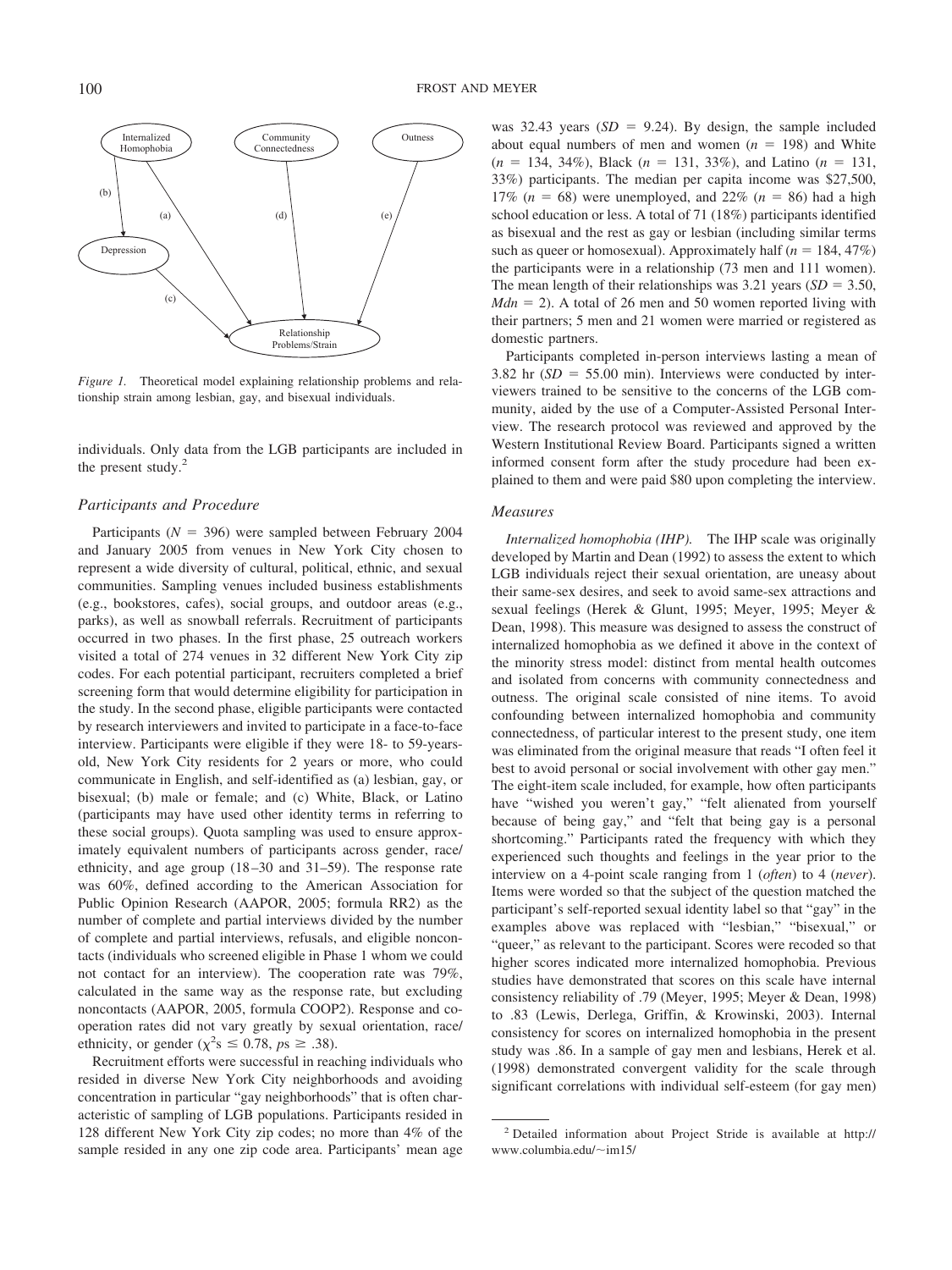Figure 1. Theoretical model explaining relationship problems and relationship strain among lesbian, gay, and bisexual individuals.

individuals. Only data from the LGB participants are included in the present study.[2]

### Participants and Procedure

Participants ($N = 396$) were sampled between February 2004 and January 2005 from venues in New York City chosen to represent a wide diversity of cultural, political, ethnic, and sexual communities. Sampling venues included business establishments (e.g., bookstores, cafes), social groups, and outdoor areas (e.g., parks), as well as snowball referrals. Recruitment of participants occurred in two phases. In the first phase, 25 outreach workers visited a total of 274 venues in 32 different New York City zip codes. For each potential participant, recruiters completed a brief screening form that would determine eligibility for participation in the study. In the second phase, eligible participants were contacted by research interviewers and invited to participate in a face-to-face interview. Participants were eligible if they were 18- to 59-years-old, New York City residents for 2 years or more, who could communicate in English, and self-identified as (a) lesbian, gay, or bisexual; (b) male or female; and (c) White, Black, or Latino (participants may have used other identity terms in referring to these social groups). Quota sampling was used to ensure approximately equivalent numbers of participants across gender, race/ethnicity, and age group (18–30 and 31–59). The response rate was 60%, defined according to the American Association for Public Opinion Research (AAPOR, 2005; formula RR2) as the number of complete and partial interviews divided by the number of complete and partial interviews, refusals, and eligible noncontacts (individuals who screened eligible in Phase 1 whom we could not contact for an interview). The cooperation rate was 79%, calculated in the same way as the response rate, but excluding noncontacts (AAPOR, 2005, formula COOP2). Response and cooperation rates did not vary greatly by sexual orientation, race/ethnicity, or gender ($\chi^2\text{s} \leq 0.78$, $ps \geq .38$).

Recruitment efforts were successful in reaching individuals who resided in diverse New York City neighborhoods and avoiding concentration in particular "gay neighborhoods" that is often characteristic of sampling of LGB populations. Participants resided in 128 different New York City zip codes; no more than 4% of the sample resided in any one zip code area. Participants' mean age was 32.43 years ($SD = 9.24$). By design, the sample included about equal numbers of men and women ($n = 198$) and White ($n = 134$, 34%), Black ($n = 131$, 33%), and Latino ($n = 131$, 33%) participants. The median per capita income was \$27,500, 17% ($n = 68$) were unemployed, and 22% ($n = 86$) had a high school education or less. A total of 71 (18%) participants identified as bisexual and the rest as gay or lesbian (including similar terms such as queer or homosexual). Approximately half ($n = 184$, 47%) the participants were in a relationship (73 men and 111 women). The mean length of their relationships was 3.21 years ($SD = 3.50$, $Mdn = 2$). A total of 26 men and 50 women reported living with their partners; 5 men and 21 women were married or registered as domestic partners.

Participants completed in-person interviews lasting a mean of 3.82 hr ($SD = 55.00$ min). Interviews were conducted by interviewers trained to be sensitive to the concerns of the LGB community, aided by the use of a Computer-Assisted Personal Interview. The research protocol was reviewed and approved by the Western Institutional Review Board. Participants signed a written informed consent form after the study procedure had been explained to them and were paid \$80 upon completing the interview.

### Measures

*Internalized homophobia (IHP).* The IHP scale was originally developed by Martin and Dean (1992) to assess the extent to which LGB individuals reject their sexual orientation, are uneasy about their same-sex desires, and seek to avoid same-sex attractions and sexual feelings (Herek & Glunt, 1995; Meyer, 1995; Meyer & Dean, 1998). This measure was designed to assess the construct of internalized homophobia as we defined it above in the context of the minority stress model: distinct from mental health outcomes and isolated from concerns with community connectedness and outness. The original scale consisted of nine items. To avoid confounding between internalized homophobia and community connectedness, of particular interest to the present study, one item was eliminated from the original measure that reads "I often feel it best to avoid personal or social involvement with other gay men." The eight-item scale included, for example, how often participants have "wished you weren't gay," "felt alienated from yourself because of being gay," and "felt that being gay is a personal shortcoming." Participants rated the frequency with which they experienced such thoughts and feelings in the year prior to the interview on a 4-point scale ranging from 1 (*often*) to 4 (*never*). Items were worded so that the subject of the question matched the participant's self-reported sexual identity label so that "gay" in the examples above was replaced with "lesbian," "bisexual," or "queer," as relevant to the participant. Scores were recoded so that higher scores indicated more internalized homophobia. Previous studies have demonstrated that scores on this scale have internal consistency reliability of .79 (Meyer, 1995; Meyer & Dean, 1998) to .83 (Lewis, Derlega, Griffin, & Krowinski, 2003). Internal consistency for scores on internalized homophobia in the present study was .86. In a sample of gay men and lesbians, Herek et al. (1998) demonstrated convergent validity for the scale through significant correlations with individual self-esteem (for gay men)

[2] Detailed information about Project Stride is available at http://www.columbia.edu/~im15/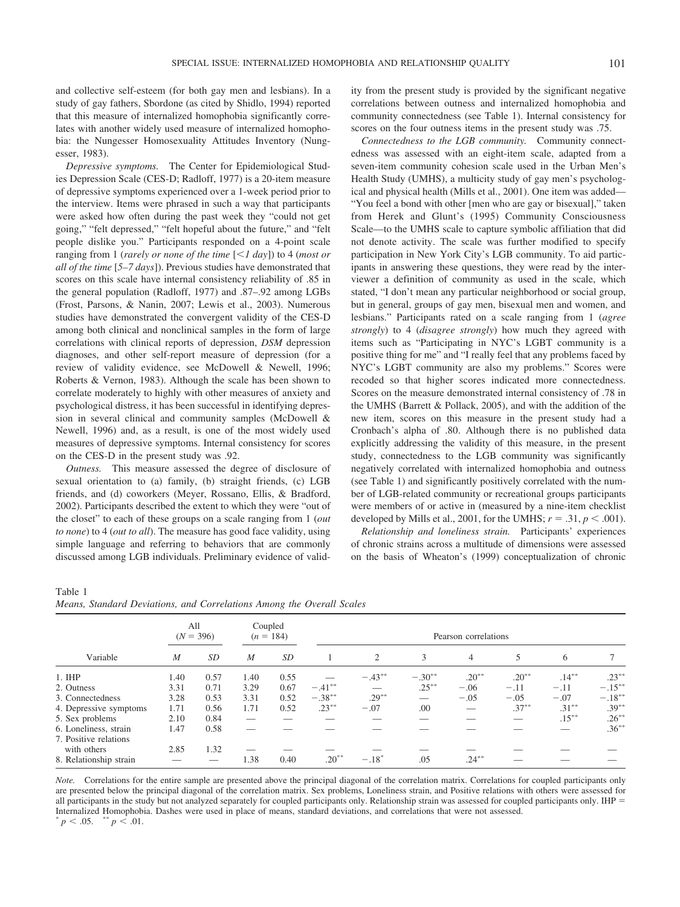and collective self-esteem (for both gay men and lesbians). In a study of gay fathers, Sbordone (as cited by Shidlo, 1994) reported that this measure of internalized homophobia significantly correlates with another widely used measure of internalized homophobia: the Nungesser Homosexuality Attitudes Inventory (Nungesser, 1983).

*Depressive symptoms.* The Center for Epidemiological Studies Depression Scale (CES-D; Radloff, 1977) is a 20-item measure of depressive symptoms experienced over a 1-week period prior to the interview. Items were phrased in such a way that participants were asked how often during the past week they "could not get going," "felt depressed," "felt hopeful about the future," and "felt people dislike you." Participants responded on a 4-point scale ranging from 1 (*rarely or none of the time* [*<1 day*]) to 4 (*most or all of the time* [*5–7 days*]). Previous studies have demonstrated that scores on this scale have internal consistency reliability of .85 in the general population (Radloff, 1977) and .87–.92 among LGBs (Frost, Parsons, & Nanin, 2007; Lewis et al., 2003). Numerous studies have demonstrated the convergent validity of the CES-D among both clinical and nonclinical samples in the form of large correlations with clinical reports of depression, *DSM* depression diagnoses, and other self-report measure of depression (for a review of validity evidence, see McDowell & Newell, 1996; Roberts & Vernon, 1983). Although the scale has been shown to correlate moderately to highly with other measures of anxiety and psychological distress, it has been successful in identifying depression in several clinical and community samples (McDowell & Newell, 1996) and, as a result, is one of the most widely used measures of depressive symptoms. Internal consistency for scores on the CES-D in the present study was .92.

*Outness.* This measure assessed the degree of disclosure of sexual orientation to (a) family, (b) straight friends, (c) LGB friends, and (d) coworkers (Meyer, Rossano, Ellis, & Bradford, 2002). Participants described the extent to which they were "out of the closet" to each of these groups on a scale ranging from 1 (*out to none*) to 4 (*out to all*). The measure has good face validity, using simple language and referring to behaviors that are commonly discussed among LGB individuals. Preliminary evidence of validity from the present study is provided by the significant negative correlations between outness and internalized homophobia and community connectedness (see Table 1). Internal consistency for scores on the four outness items in the present study was .75.

*Connectedness to the LGB community.* Community connectedness was assessed with an eight-item scale, adapted from a seven-item community cohesion scale used in the Urban Men's Health Study (UMHS), a multicity study of gay men's psychological and physical health (Mills et al., 2001). One item was added—"You feel a bond with other [men who are gay or bisexual]," taken from Herek and Glunt's (1995) Community Consciousness Scale—to the UMHS scale to capture symbolic affiliation that did not denote activity. The scale was further modified to specify participation in New York City's LGB community. To aid participants in answering these questions, they were read by the interviewer a definition of community as used in the scale, which stated, "I don't mean any particular neighborhood or social group, but in general, groups of gay men, bisexual men and women, and lesbians." Participants rated on a scale ranging from 1 (*agree strongly*) to 4 (*disagree strongly*) how much they agreed with items such as "Participating in NYC's LGBT community is a positive thing for me" and "I really feel that any problems faced by NYC's LGBT community are also my problems." Scores were recoded so that higher scores indicated more connectedness. Scores on the measure demonstrated internal consistency of .78 in the UMHS (Barrett & Pollack, 2005), and with the addition of the new item, scores on this measure in the present study had a Cronbach's alpha of .80. Although there is no published data explicitly addressing the validity of this measure, in the present study, connectedness to the LGB community was significantly negatively correlated with internalized homophobia and outness (see Table 1) and significantly positively correlated with the number of LGB-related community or recreational groups participants were members of or active in (measured by a nine-item checklist developed by Mills et al., 2001, for the UMHS; $r = .31$, $p < .001$).

*Relationship and loneliness strain.* Participants' experiences of chronic strains across a multitude of dimensions were assessed on the basis of Wheaton's (1999) conceptualization of chronic

Table 1
*Means, Standard Deviations, and Correlations Among the Overall Scales*

| Variable | All ($N = 396$) | | Coupled ($n = 184$) | | Pearson correlations | | | | | | |
|---|---|---|---|---|---|---|---|---|---|---|---|
| | *M* | *SD* | *M* | *SD* | 1 | 2 | 3 | 4 | 5 | 6 | 7 |
| 1. IHP | 1.40 | 0.57 | 1.40 | 0.55 | — | −.43** | −.30** | .20** | .20** | .14** | .23** |
| 2. Outness | 3.31 | 0.71 | 3.29 | 0.67 | −.41** | — | .25** | −.06 | −.11 | −.11 | −.15** |
| 3. Connectedness | 3.28 | 0.53 | 3.31 | 0.52 | −.38** | .29** | — | −.05 | −.05 | −.07 | −.18** |
| 4. Depressive symptoms | 1.71 | 0.56 | 1.71 | 0.52 | .23** | −.07 | .00 | — | .37** | .31** | .39** |
| 5. Sex problems | 2.10 | 0.84 | — | — | — | — | — | — | — | .15** | .26** |
| 6. Loneliness, strain | 1.47 | 0.58 | — | — | — | — | — | — | — | — | .36** |
| 7. Positive relations with others | 2.85 | 1.32 | — | — | — | — | — | — | — | — | — |
| 8. Relationship strain | — | — | 1.38 | 0.40 | .20** | −.18* | .05 | .24** | — | — | — |

*Note.* Correlations for the entire sample are presented above the principal diagonal of the correlation matrix. Correlations for coupled participants only are presented below the principal diagonal of the correlation matrix. Sex problems, Loneliness strain, and Positive relations with others were assessed for all participants in the study but not analyzed separately for coupled participants only. Relationship strain was assessed for coupled participants only. IHP = Internalized Homophobia. Dashes were used in place of means, standard deviations, and correlations that were not assessed.
* $p < .05$. ** $p < .01$.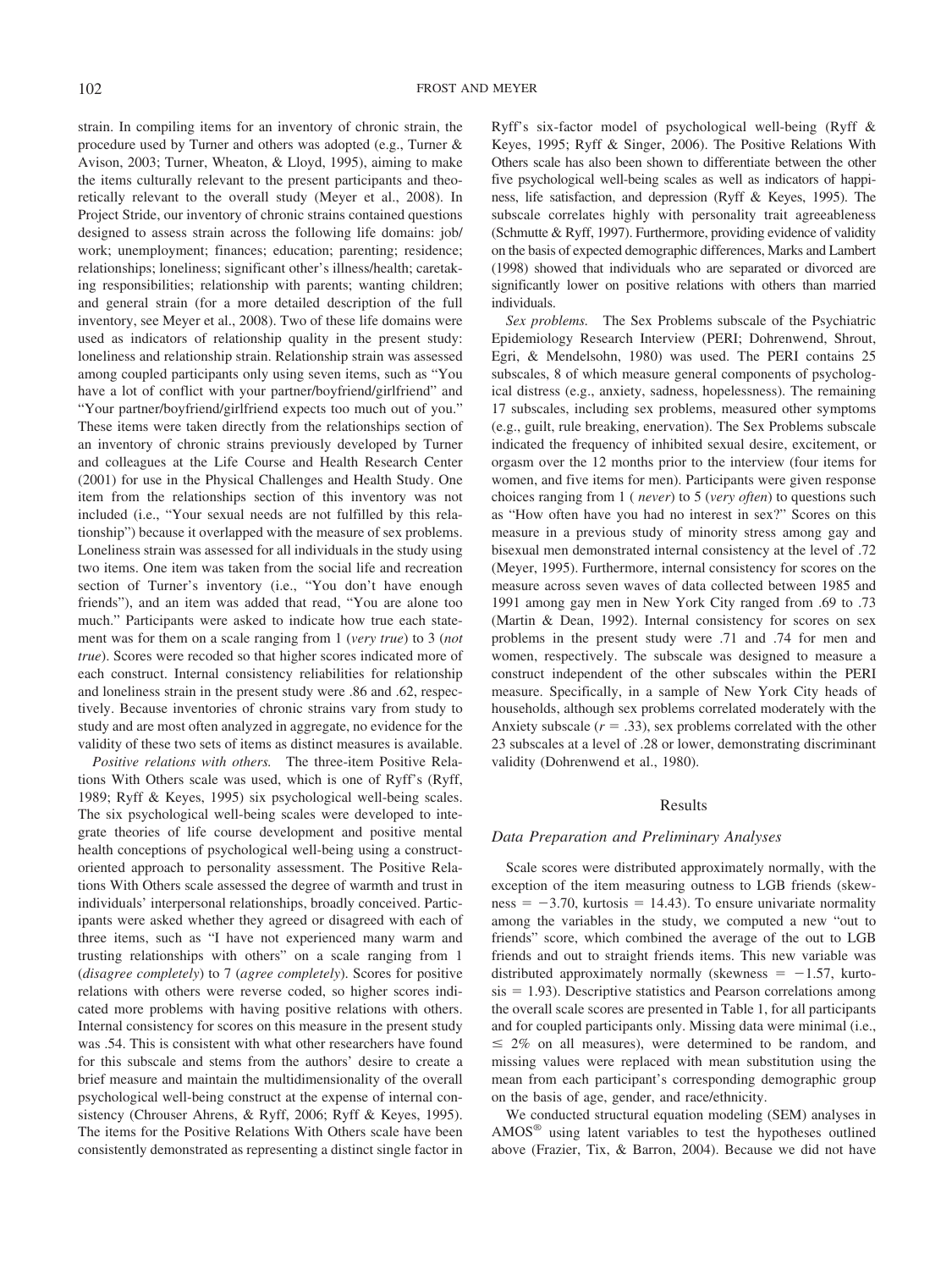strain. In compiling items for an inventory of chronic strain, the procedure used by Turner and others was adopted (e.g., Turner & Avison, 2003; Turner, Wheaton, & Lloyd, 1995), aiming to make the items culturally relevant to the present participants and theoretically relevant to the overall study (Meyer et al., 2008). In Project Stride, our inventory of chronic strains contained questions designed to assess strain across the following life domains: job/work; unemployment; finances; education; parenting; residence; relationships; loneliness; significant other's illness/health; caretaking responsibilities; relationship with parents; wanting children; and general strain (for a more detailed description of the full inventory, see Meyer et al., 2008). Two of these life domains were used as indicators of relationship quality in the present study: loneliness and relationship strain. Relationship strain was assessed among coupled participants only using seven items, such as "You have a lot of conflict with your partner/boyfriend/girlfriend" and "Your partner/boyfriend/girlfriend expects too much out of you." These items were taken directly from the relationships section of an inventory of chronic strains previously developed by Turner and colleagues at the Life Course and Health Research Center (2001) for use in the Physical Challenges and Health Study. One item from the relationships section of this inventory was not included (i.e., "Your sexual needs are not fulfilled by this relationship") because it overlapped with the measure of sex problems. Loneliness strain was assessed for all individuals in the study using two items. One item was taken from the social life and recreation section of Turner's inventory (i.e., "You don't have enough friends"), and an item was added that read, "You are alone too much." Participants were asked to indicate how true each statement was for them on a scale ranging from 1 (*very true*) to 3 (*not true*). Scores were recoded so that higher scores indicated more of each construct. Internal consistency reliabilities for relationship and loneliness strain in the present study were .86 and .62, respectively. Because inventories of chronic strains vary from study to study and are most often analyzed in aggregate, no evidence for the validity of these two sets of items as distinct measures is available.

*Positive relations with others.* The three-item Positive Relations With Others scale was used, which is one of Ryff's (Ryff, 1989; Ryff & Keyes, 1995) six psychological well-being scales. The six psychological well-being scales were developed to integrate theories of life course development and positive mental health conceptions of psychological well-being using a construct-oriented approach to personality assessment. The Positive Relations With Others scale assessed the degree of warmth and trust in individuals' interpersonal relationships, broadly conceived. Participants were asked whether they agreed or disagreed with each of three items, such as "I have not experienced many warm and trusting relationships with others" on a scale ranging from 1 (*disagree completely*) to 7 (*agree completely*). Scores for positive relations with others were reverse coded, so higher scores indicated more problems with having positive relations with others. Internal consistency for scores on this measure in the present study was .54. This is consistent with what other researchers have found for this subscale and stems from the authors' desire to create a brief measure and maintain the multidimensionality of the overall psychological well-being construct at the expense of internal consistency (Chrouser Ahrens, & Ryff, 2006; Ryff & Keyes, 1995). The items for the Positive Relations With Others scale have been consistently demonstrated as representing a distinct single factor in Ryff's six-factor model of psychological well-being (Ryff & Keyes, 1995; Ryff & Singer, 2006). The Positive Relations With Others scale has also been shown to differentiate between the other five psychological well-being scales as well as indicators of happiness, life satisfaction, and depression (Ryff & Keyes, 1995). The subscale correlates highly with personality trait agreeableness (Schmutte & Ryff, 1997). Furthermore, providing evidence of validity on the basis of expected demographic differences, Marks and Lambert (1998) showed that individuals who are separated or divorced are significantly lower on positive relations with others than married individuals.

*Sex problems.* The Sex Problems subscale of the Psychiatric Epidemiology Research Interview (PERI; Dohrenwend, Shrout, Egri, & Mendelsohn, 1980) was used. The PERI contains 25 subscales, 8 of which measure general components of psychological distress (e.g., anxiety, sadness, hopelessness). The remaining 17 subscales, including sex problems, measured other symptoms (e.g., guilt, rule breaking, enervation). The Sex Problems subscale indicated the frequency of inhibited sexual desire, excitement, or orgasm over the 12 months prior to the interview (four items for women, and five items for men). Participants were given response choices ranging from 1 ( *never*) to 5 (*very often*) to questions such as "How often have you had no interest in sex?" Scores on this measure in a previous study of minority stress among gay and bisexual men demonstrated internal consistency at the level of .72 (Meyer, 1995). Furthermore, internal consistency for scores on the measure across seven waves of data collected between 1985 and 1991 among gay men in New York City ranged from .69 to .73 (Martin & Dean, 1992). Internal consistency for scores on sex problems in the present study were .71 and .74 for men and women, respectively. The subscale was designed to measure a construct independent of the other subscales within the PERI measure. Specifically, in a sample of New York City heads of households, although sex problems correlated moderately with the Anxiety subscale ($r = .33$), sex problems correlated with the other 23 subscales at a level of .28 or lower, demonstrating discriminant validity (Dohrenwend et al., 1980).

## Results

### Data Preparation and Preliminary Analyses

Scale scores were distributed approximately normally, with the exception of the item measuring outness to LGB friends (skewness $= -3.70$, kurtosis $= 14.43$). To ensure univariate normality among the variables in the study, we computed a new "out to friends" score, which combined the average of the out to LGB friends and out to straight friends items. This new variable was distributed approximately normally (skewness $= -1.57$, kurtosis $= 1.93$). Descriptive statistics and Pearson correlations among the overall scale scores are presented in Table 1, for all participants and for coupled participants only. Missing data were minimal (i.e., $\leq 2\%$ on all measures), were determined to be random, and missing values were replaced with mean substitution using the mean from each participant's corresponding demographic group on the basis of age, gender, and race/ethnicity.

We conducted structural equation modeling (SEM) analyses in AMOS® using latent variables to test the hypotheses outlined above (Frazier, Tix, & Barron, 2004). Because we did not have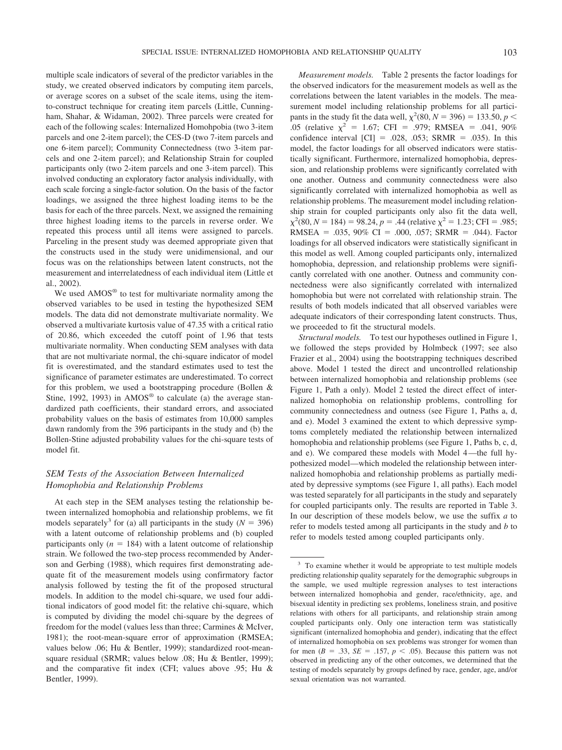multiple scale indicators of several of the predictor variables in the study, we created observed indicators by computing item parcels, or average scores on a subset of the scale items, using the item-to-construct technique for creating item parcels (Little, Cunningham, Shahar, & Widaman, 2002). Three parcels were created for each of the following scales: Internalized Homohpobia (two 3-item parcels and one 2-item parcel); the CES-D (two 7-item parcels and one 6-item parcel); Community Connectedness (two 3-item parcels and one 2-item parcel); and Relationship Strain for coupled participants only (two 2-item parcels and one 3-item parcel). This involved conducting an exploratory factor analysis individually, with each scale forcing a single-factor solution. On the basis of the factor loadings, we assigned the three highest loading items to be the basis for each of the three parcels. Next, we assigned the remaining three highest loading items to the parcels in reverse order. We repeated this process until all items were assigned to parcels. Parceling in the present study was deemed appropriate given that the constructs used in the study were unidimensional, and our focus was on the relationships between latent constructs, not the measurement and interrelatedness of each individual item (Little et al., 2002).

We used AMOS® to test for multivariate normality among the observed variables to be used in testing the hypothesized SEM models. The data did not demonstrate multivariate normality. We observed a multivariate kurtosis value of 47.35 with a critical ratio of 20.86, which exceeded the cutoff point of 1.96 that tests multivariate normality. When conducting SEM analyses with data that are not multivariate normal, the chi-square indicator of model fit is overestimated, and the standard estimates used to test the significance of parameter estimates are underestimated. To correct for this problem, we used a bootstrapping procedure (Bollen & Stine, 1992, 1993) in AMOS® to calculate (a) the average standardized path coefficients, their standard errors, and associated probability values on the basis of estimates from 10,000 samples dawn randomly from the 396 participants in the study and (b) the Bollen-Stine adjusted probability values for the chi-square tests of model fit.

## *SEM Tests of the Association Between Internalized Homophobia and Relationship Problems*

At each step in the SEM analyses testing the relationship between internalized homophobia and relationship problems, we fit models separately[3] for (a) all participants in the study ($N = 396$) with a latent outcome of relationship problems and (b) coupled participants only ($n = 184$) with a latent outcome of relationship strain. We followed the two-step process recommended by Anderson and Gerbing (1988), which requires first demonstrating adequate fit of the measurement models using confirmatory factor analysis followed by testing the fit of the proposed structural models. In addition to the model chi-square, we used four additional indicators of good model fit: the relative chi-square, which is computed by dividing the model chi-square by the degrees of freedom for the model (values less than three; Carmines & McIver, 1981); the root-mean-square error of approximation (RMSEA; values below .06; Hu & Bentler, 1999); standardized root-mean-square residual (SRMR; values below .08; Hu & Bentler, 1999); and the comparative fit index (CFI; values above .95; Hu & Bentler, 1999).

*Measurement models.* Table 2 presents the factor loadings for the observed indicators for the measurement models as well as the correlations between the latent variables in the models. The measurement model including relationship problems for all participants in the study fit the data well, $\chi^2(80, N = 396) = 133.50$, $p < .05$ (relative $\chi^2 = 1.67$; CFI = .979; RMSEA = .041, 90% confidence interval [CI] = .028, .053; SRMR = .035). In this model, the factor loadings for all observed indicators were statistically significant. Furthermore, internalized homophobia, depression, and relationship problems were significantly correlated with one another. Outness and community connectedness were also significantly correlated with internalized homophobia as well as relationship problems. The measurement model including relationship strain for coupled participants only also fit the data well, $\chi^2(80, N = 184) = 98.24$, $p = .44$ (relative $\chi^2 = 1.23$; CFI = .985; RMSEA = .035, 90% CI = .000, .057; SRMR = .044). Factor loadings for all observed indicators were statistically significant in this model as well. Among coupled participants only, internalized homophobia, depression, and relationship problems were significantly correlated with one another. Outness and community connectedness were also significantly correlated with internalized homophobia but were not correlated with relationship strain. The results of both models indicated that all observed variables were adequate indicators of their corresponding latent constructs. Thus, we proceeded to fit the structural models.

*Structural models.* To test our hypotheses outlined in Figure 1, we followed the steps provided by Holmbeck (1997; see also Frazier et al., 2004) using the bootstrapping techniques described above. Model 1 tested the direct and uncontrolled relationship between internalized homophobia and relationship problems (see Figure 1, Path a only). Model 2 tested the direct effect of internalized homophobia on relationship problems, controlling for community connectedness and outness (see Figure 1, Paths a, d, and e). Model 3 examined the extent to which depressive symptoms completely mediated the relationship between internalized homophobia and relationship problems (see Figure 1, Paths b, c, d, and e). We compared these models with Model 4—the full hypothesized model—which modeled the relationship between internalized homophobia and relationship problems as partially mediated by depressive symptoms (see Figure 1, all paths). Each model was tested separately for all participants in the study and separately for coupled participants only. The results are reported in Table 3. In our description of these models below, we use the suffix *a* to refer to models tested among all participants in the study and *b* to refer to models tested among coupled participants only.

---

[3] To examine whether it would be appropriate to test multiple models predicting relationship quality separately for the demographic subgroups in the sample, we used multiple regression analyses to test interactions between internalized homophobia and gender, race/ethnicity, age, and bisexual identity in predicting sex problems, loneliness strain, and positive relations with others for all participants, and relationship strain among coupled participants only. Only one interaction term was statistically significant (internalized homophobia and gender), indicating that the effect of internalized homophobia on sex problems was stronger for women than for men ($B = .33$, $SE = .157$, $p < .05$). Because this pattern was not observed in predicting any of the other outcomes, we determined that the testing of models separately by groups defined by race, gender, age, and/or sexual orientation was not warranted.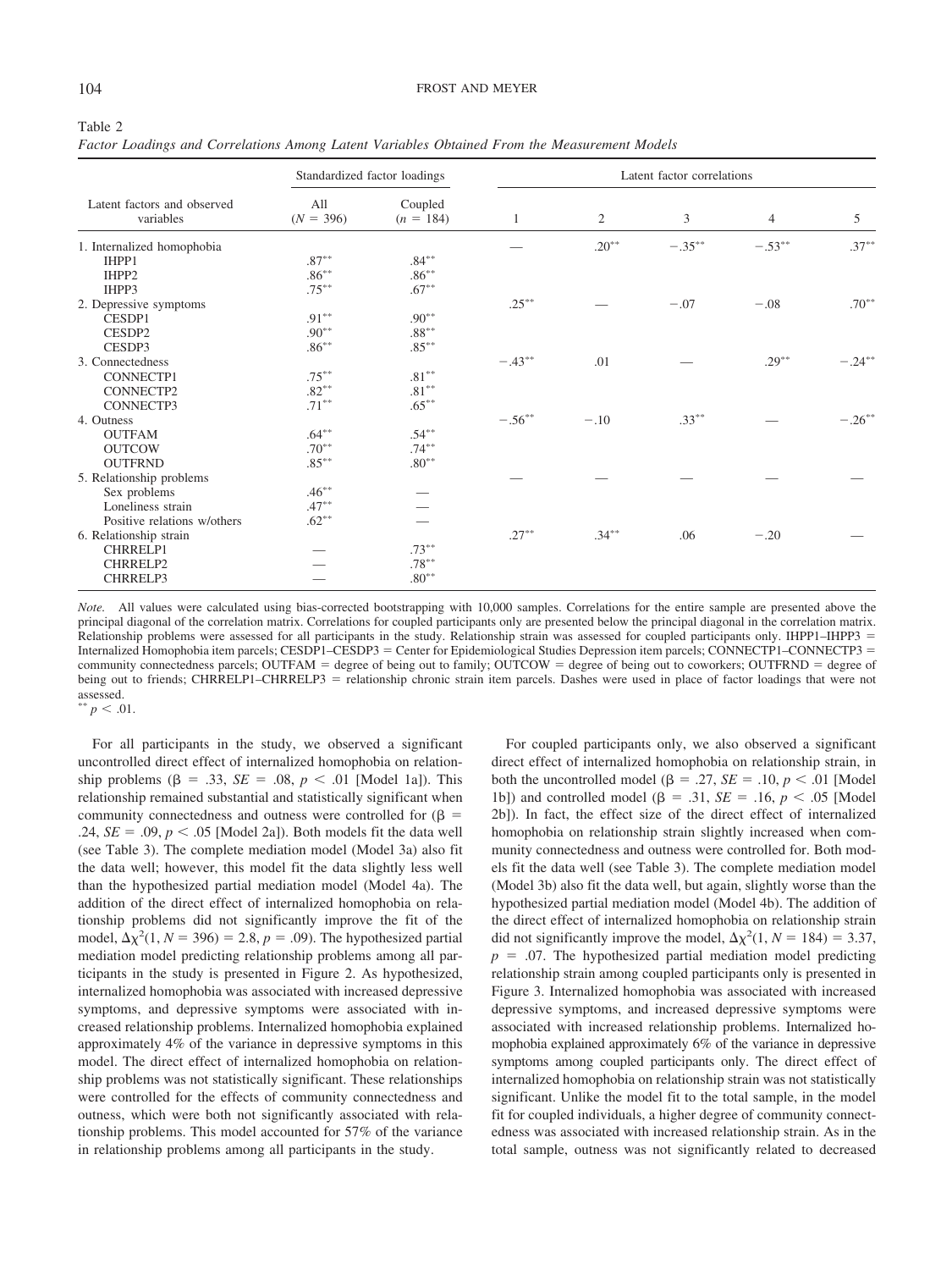Table 2
*Factor Loadings and Correlations Among Latent Variables Obtained From the Measurement Models*

| Latent factors and observed variables | Standardized factor loadings | | Latent factor correlations | | | | |
|---|---|---|---|---|---|---|---|
| | All ($N$ = 396) | Coupled ($n$ = 184) | 1 | 2 | 3 | 4 | 5 |
| 1. Internalized homophobia | | | — | .20** | −.35** | −.53** | .37** |
| IHPP1 | .87** | .84** | | | | | |
| IHPP2 | .86** | .86** | | | | | |
| IHPP3 | .75** | .67** | | | | | |
| 2. Depressive symptoms | | | .25** | — | −.07 | −.08 | .70** |
| CESDP1 | .91** | .90** | | | | | |
| CESDP2 | .90** | .88** | | | | | |
| CESDP3 | .86** | .85** | | | | | |
| 3. Connectedness | | | −.43** | .01 | — | .29** | −.24** |
| CONNECTP1 | .75** | .81** | | | | | |
| CONNECTP2 | .82** | .81** | | | | | |
| CONNECTP3 | .71** | .65** | | | | | |
| 4. Outness | | | −.56** | −.10 | .33** | — | −.26** |
| OUTFAM | .64** | .54** | | | | | |
| OUTCOW | .70** | .74** | | | | | |
| OUTFRND | .85** | .80** | | | | | |
| 5. Relationship problems | | | — | — | — | — | — |
| Sex problems | .46** | — | | | | | |
| Loneliness strain | .47** | — | | | | | |
| Positive relations w/others | .62** | — | | | | | |
| 6. Relationship strain | | | .27** | .34** | .06 | −.20 | — |
| CHRRELP1 | — | .73** | | | | | |
| CHRRELP2 | — | .78** | | | | | |
| CHRRELP3 | — | .80** | | | | | |

*Note.* All values were calculated using bias-corrected bootstrapping with 10,000 samples. Correlations for the entire sample are presented above the principal diagonal of the correlation matrix. Correlations for coupled participants only are presented below the principal diagonal in the correlation matrix. Relationship problems were assessed for all participants in the study. Relationship strain was assessed for coupled participants only. IHPP1–IHPP3 = Internalized Homophobia item parcels; CESDP1–CESDP3 = Center for Epidemiological Studies Depression item parcels; CONNECTP1–CONNECTP3 = community connectedness parcels; OUTFAM = degree of being out to family; OUTCOW = degree of being out to coworkers; OUTFRND = degree of being out to friends; CHRRELP1–CHRRELP3 = relationship chronic strain item parcels. Dashes were used in place of factor loadings that were not assessed.
** $p < .01$.

For all participants in the study, we observed a significant uncontrolled direct effect of internalized homophobia on relationship problems ($\beta$ = .33, $SE$ = .08, $p < .01$ [Model 1a]). This relationship remained substantial and statistically significant when community connectedness and outness were controlled for ($\beta$ = .24, $SE$ = .09, $p < .05$ [Model 2a]). Both models fit the data well (see Table 3). The complete mediation model (Model 3a) also fit the data well; however, this model fit the data slightly less well than the hypothesized partial mediation model (Model 4a). The addition of the direct effect of internalized homophobia on relationship problems did not significantly improve the fit of the model, $\Delta\chi^2(1, N = 396) = 2.8$, $p = .09$). The hypothesized partial mediation model predicting relationship problems among all participants in the study is presented in Figure 2. As hypothesized, internalized homophobia was associated with increased depressive symptoms, and depressive symptoms were associated with increased relationship problems. Internalized homophobia explained approximately 4% of the variance in depressive symptoms in this model. The direct effect of internalized homophobia on relationship problems was not statistically significant. These relationships were controlled for the effects of community connectedness and outness, which were both not significantly associated with relationship problems. This model accounted for 57% of the variance in relationship problems among all participants in the study.

For coupled participants only, we also observed a significant direct effect of internalized homophobia on relationship strain, in both the uncontrolled model ($\beta$ = .27, $SE$ = .10, $p < .01$ [Model 1b]) and controlled model ($\beta$ = .31, $SE$ = .16, $p < .05$ [Model 2b]). In fact, the effect size of the direct effect of internalized homophobia on relationship strain slightly increased when community connectedness and outness were controlled for. Both models fit the data well (see Table 3). The complete mediation model (Model 3b) also fit the data well, but again, slightly worse than the hypothesized partial mediation model (Model 4b). The addition of the direct effect of internalized homophobia on relationship strain did not significantly improve the model, $\Delta\chi^2(1, N = 184) = 3.37$, $p = .07$. The hypothesized partial mediation model predicting relationship strain among coupled participants only is presented in Figure 3. Internalized homophobia was associated with increased depressive symptoms, and increased depressive symptoms were associated with increased relationship problems. Internalized homophobia explained approximately 6% of the variance in depressive symptoms among coupled participants only. The direct effect of internalized homophobia on relationship strain was not statistically significant. Unlike the model fit to the total sample, in the model fit for coupled individuals, a higher degree of community connectedness was associated with increased relationship strain. As in the total sample, outness was not significantly related to decreased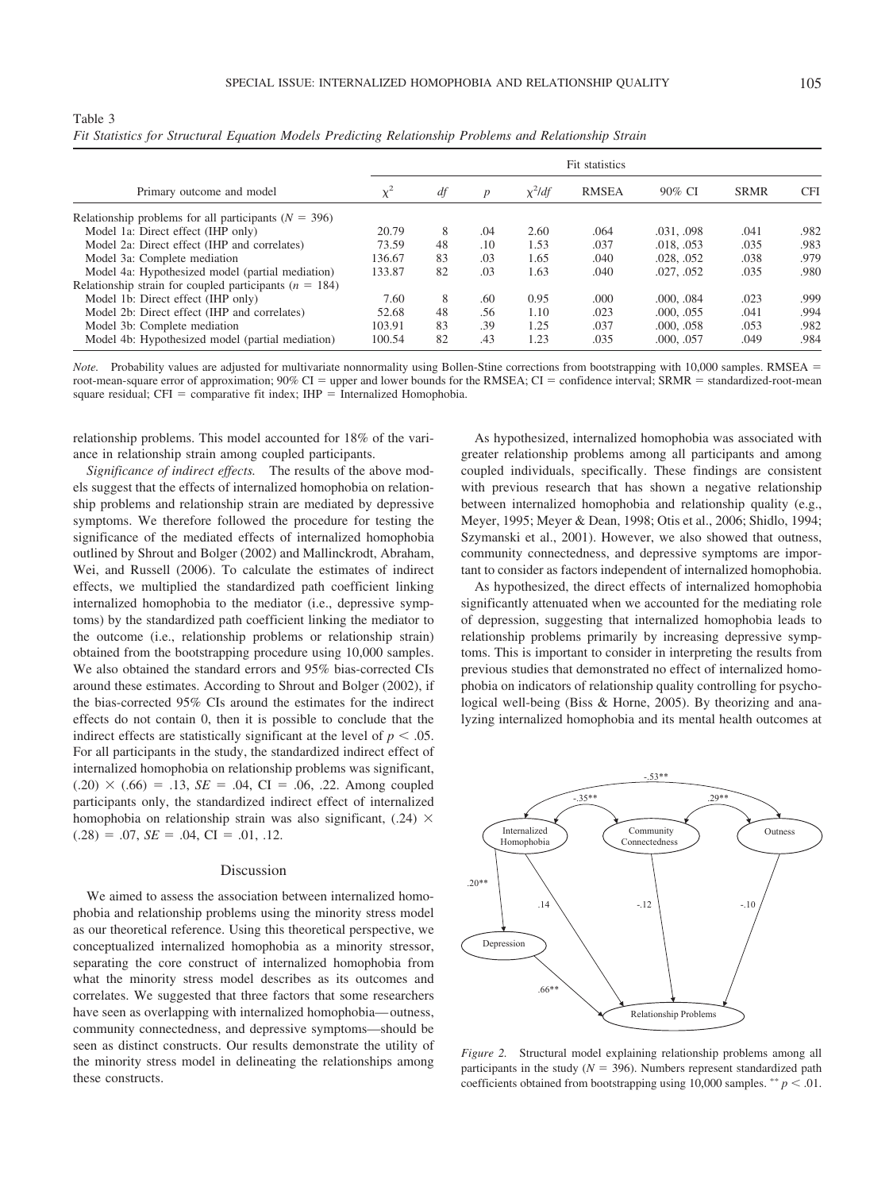Table 3
*Fit Statistics for Structural Equation Models Predicting Relationship Problems and Relationship Strain*

| Primary outcome and model | Fit statistics | | | | | | | |
|---|---|---|---|---|---|---|---|---|
| | $\chi^2$ | *df* | *p* | $\chi^2/df$ | RMSEA | 90% CI | SRMR | CFI |
| Relationship problems for all participants ($N = 396$) | | | | | | | | |
| Model 1a: Direct effect (IHP only) | 20.79 | 8 | .04 | 2.60 | .064 | .031, .098 | .041 | .982 |
| Model 2a: Direct effect (IHP and correlates) | 73.59 | 48 | .10 | 1.53 | .037 | .018, .053 | .035 | .983 |
| Model 3a: Complete mediation | 136.67 | 83 | .03 | 1.65 | .040 | .028, .052 | .038 | .979 |
| Model 4a: Hypothesized model (partial mediation) | 133.87 | 82 | .03 | 1.63 | .040 | .027, .052 | .035 | .980 |
| Relationship strain for coupled participants ($n = 184$) | | | | | | | | |
| Model 1b: Direct effect (IHP only) | 7.60 | 8 | .60 | 0.95 | .000 | .000, .084 | .023 | .999 |
| Model 2b: Direct effect (IHP and correlates) | 52.68 | 48 | .56 | 1.10 | .023 | .000, .055 | .041 | .994 |
| Model 3b: Complete mediation | 103.91 | 83 | .39 | 1.25 | .037 | .000, .058 | .053 | .982 |
| Model 4b: Hypothesized model (partial mediation) | 100.54 | 82 | .43 | 1.23 | .035 | .000, .057 | .049 | .984 |

*Note.* Probability values are adjusted for multivariate nonnormality using Bollen-Stine corrections from bootstrapping with 10,000 samples. RMSEA = root-mean-square error of approximation; 90% CI = upper and lower bounds for the RMSEA; CI = confidence interval; SRMR = standardized-root-mean square residual; CFI = comparative fit index; IHP = Internalized Homophobia.

relationship problems. This model accounted for 18% of the variance in relationship strain among coupled participants.

*Significance of indirect effects.* The results of the above models suggest that the effects of internalized homophobia on relationship problems and relationship strain are mediated by depressive symptoms. We therefore followed the procedure for testing the significance of the mediated effects of internalized homophobia outlined by Shrout and Bolger (2002) and Mallinckrodt, Abraham, Wei, and Russell (2006). To calculate the estimates of indirect effects, we multiplied the standardized path coefficient linking internalized homophobia to the mediator (i.e., depressive symptoms) by the standardized path coefficient linking the mediator to the outcome (i.e., relationship problems or relationship strain) obtained from the bootstrapping procedure using 10,000 samples. We also obtained the standard errors and 95% bias-corrected CIs around these estimates. According to Shrout and Bolger (2002), if the bias-corrected 95% CIs around the estimates for the indirect effects do not contain 0, then it is possible to conclude that the indirect effects are statistically significant at the level of $p < .05$. For all participants in the study, the standardized indirect effect of internalized homophobia on relationship problems was significant, $(.20) \times (.66) = .13$, $SE = .04$, CI = .06, .22. Among coupled participants only, the standardized indirect effect of internalized homophobia on relationship strain was also significant, $(.24) \times (.28) = .07$, $SE = .04$, CI = .01, .12.

## Discussion

We aimed to assess the association between internalized homophobia and relationship problems using the minority stress model as our theoretical reference. Using this theoretical perspective, we conceptualized internalized homophobia as a minority stressor, separating the core construct of internalized homophobia from what the minority stress model describes as its outcomes and correlates. We suggested that three factors that some researchers have seen as overlapping with internalized homophobia—outness, community connectedness, and depressive symptoms—should be seen as distinct constructs. Our results demonstrate the utility of the minority stress model in delineating the relationships among these constructs.

As hypothesized, internalized homophobia was associated with greater relationship problems among all participants and among coupled individuals, specifically. These findings are consistent with previous research that has shown a negative relationship between internalized homophobia and relationship quality (e.g., Meyer, 1995; Meyer & Dean, 1998; Otis et al., 2006; Shidlo, 1994; Szymanski et al., 2001). However, we also showed that outness, community connectedness, and depressive symptoms are important to consider as factors independent of internalized homophobia.

As hypothesized, the direct effects of internalized homophobia significantly attenuated when we accounted for the mediating role of depression, suggesting that internalized homophobia leads to relationship problems primarily by increasing depressive symptoms. This is important to consider in interpreting the results from previous studies that demonstrated no effect of internalized homophobia on indicators of relationship quality controlling for psychological well-being (Biss & Horne, 2005). By theorizing and analyzing internalized homophobia and its mental health outcomes at

*Figure 2.* Structural model explaining relationship problems among all participants in the study ($N = 396$). Numbers represent standardized path coefficients obtained from bootstrapping using 10,000 samples. ** $p < .01$.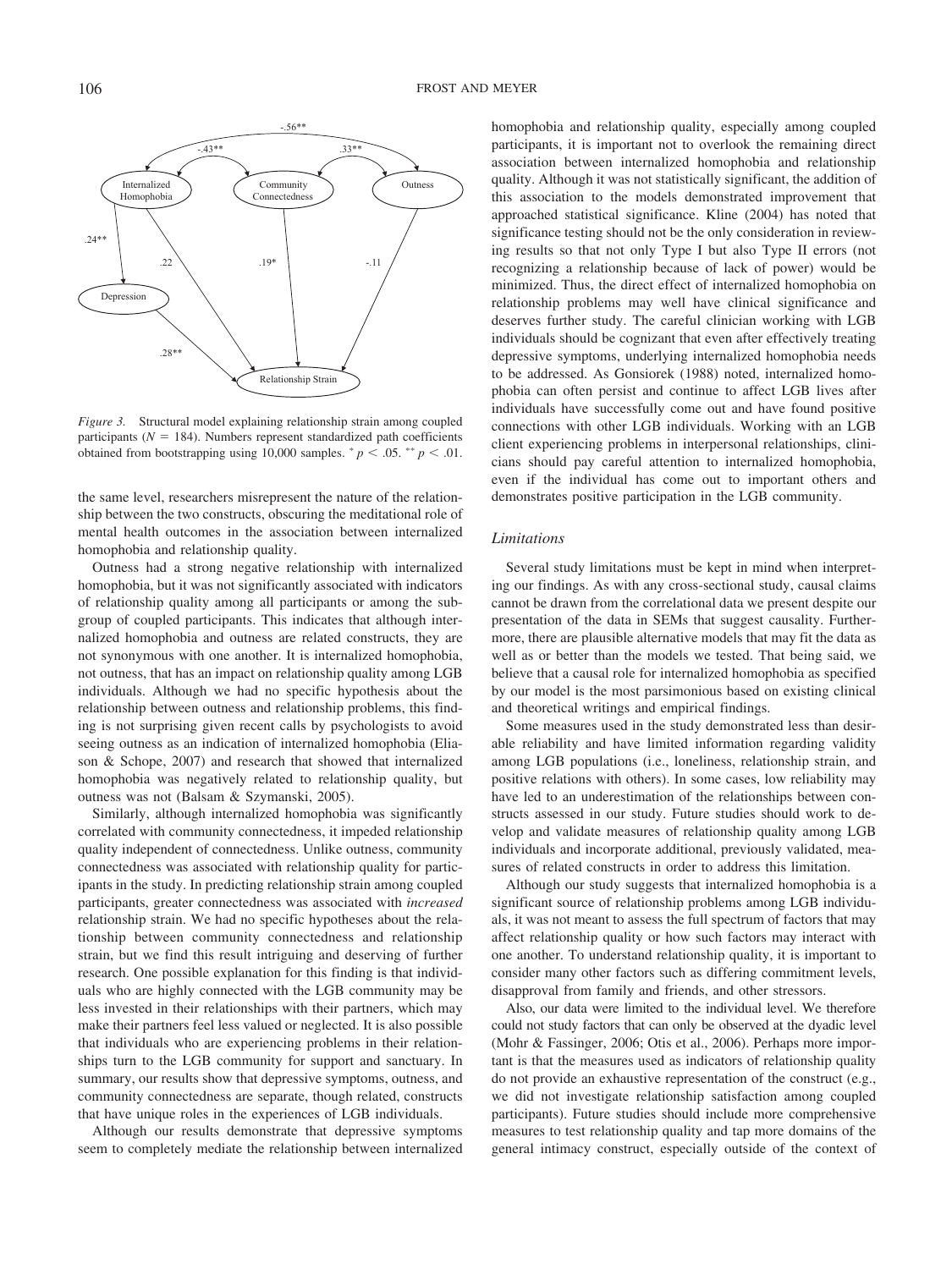-.56**

-.43**

.33**

Internalized Homophobia

Community Connectedness

Outness

.24**

.22

.19*

-.11

Depression

.28**

Relationship Strain

*Figure 3.* Structural model explaining relationship strain among coupled participants ($N = 184$). Numbers represent standardized path coefficients obtained from bootstrapping using 10,000 samples. $^{*}p < .05$. $^{**}p < .01$.

the same level, researchers misrepresent the nature of the relationship between the two constructs, obscuring the meditational role of mental health outcomes in the association between internalized homophobia and relationship quality.

Outness had a strong negative relationship with internalized homophobia, but it was not significantly associated with indicators of relationship quality among all participants or among the subgroup of coupled participants. This indicates that although internalized homophobia and outness are related constructs, they are not synonymous with one another. It is internalized homophobia, not outness, that has an impact on relationship quality among LGB individuals. Although we had no specific hypothesis about the relationship between outness and relationship problems, this finding is not surprising given recent calls by psychologists to avoid seeing outness as an indication of internalized homophobia (Eliason & Schope, 2007) and research that showed that internalized homophobia was negatively related to relationship quality, but outness was not (Balsam & Szymanski, 2005).

Similarly, although internalized homophobia was significantly correlated with community connectedness, it impeded relationship quality independent of connectedness. Unlike outness, community connectedness was associated with relationship quality for participants in the study. In predicting relationship strain among coupled participants, greater connectedness was associated with *increased* relationship strain. We had no specific hypotheses about the relationship between community connectedness and relationship strain, but we find this result intriguing and deserving of further research. One possible explanation for this finding is that individuals who are highly connected with the LGB community may be less invested in their relationships with their partners, which may make their partners feel less valued or neglected. It is also possible that individuals who are experiencing problems in their relationships turn to the LGB community for support and sanctuary. In summary, our results show that depressive symptoms, outness, and community connectedness are separate, though related, constructs that have unique roles in the experiences of LGB individuals.

Although our results demonstrate that depressive symptoms seem to completely mediate the relationship between internalized homophobia and relationship quality, especially among coupled participants, it is important not to overlook the remaining direct association between internalized homophobia and relationship quality. Although it was not statistically significant, the addition of this association to the models demonstrated improvement that approached statistical significance. Kline (2004) has noted that significance testing should not be the only consideration in reviewing results so that not only Type I but also Type II errors (not recognizing a relationship because of lack of power) would be minimized. Thus, the direct effect of internalized homophobia on relationship problems may well have clinical significance and deserves further study. The careful clinician working with LGB individuals should be cognizant that even after effectively treating depressive symptoms, underlying internalized homophobia needs to be addressed. As Gonsiorek (1988) noted, internalized homophobia can often persist and continue to affect LGB lives after individuals have successfully come out and have found positive connections with other LGB individuals. Working with an LGB client experiencing problems in interpersonal relationships, clinicians should pay careful attention to internalized homophobia, even if the individual has come out to important others and demonstrates positive participation in the LGB community.

### *Limitations*

Several study limitations must be kept in mind when interpreting our findings. As with any cross-sectional study, causal claims cannot be drawn from the correlational data we present despite our presentation of the data in SEMs that suggest causality. Furthermore, there are plausible alternative models that may fit the data as well as or better than the models we tested. That being said, we believe that a causal role for internalized homophobia as specified by our model is the most parsimonious based on existing clinical and theoretical writings and empirical findings.

Some measures used in the study demonstrated less than desirable reliability and have limited information regarding validity among LGB populations (i.e., loneliness, relationship strain, and positive relations with others). In some cases, low reliability may have led to an underestimation of the relationships between constructs assessed in our study. Future studies should work to develop and validate measures of relationship quality among LGB individuals and incorporate additional, previously validated, measures of related constructs in order to address this limitation.

Although our study suggests that internalized homophobia is a significant source of relationship problems among LGB individuals, it was not meant to assess the full spectrum of factors that may affect relationship quality or how such factors may interact with one another. To understand relationship quality, it is important to consider many other factors such as differing commitment levels, disapproval from family and friends, and other stressors.

Also, our data were limited to the individual level. We therefore could not study factors that can only be observed at the dyadic level (Mohr & Fassinger, 2006; Otis et al., 2006). Perhaps more important is that the measures used as indicators of relationship quality do not provide an exhaustive representation of the construct (e.g., we did not investigate relationship satisfaction among coupled participants). Future studies should include more comprehensive measures to test relationship quality and tap more domains of the general intimacy construct, especially outside of the context of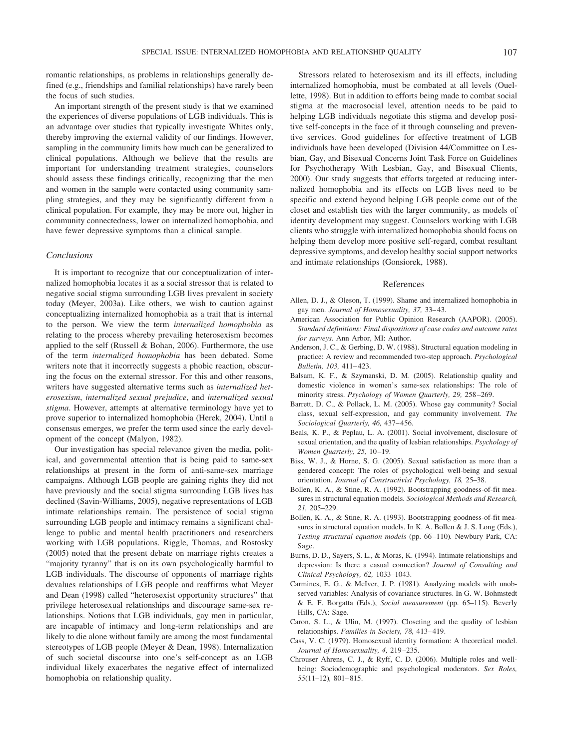romantic relationships, as problems in relationships generally defined (e.g., friendships and familial relationships) have rarely been the focus of such studies.

An important strength of the present study is that we examined the experiences of diverse populations of LGB individuals. This is an advantage over studies that typically investigate Whites only, thereby improving the external validity of our findings. However, sampling in the community limits how much can be generalized to clinical populations. Although we believe that the results are important for understanding treatment strategies, counselors should assess these findings critically, recognizing that the men and women in the sample were contacted using community sampling strategies, and they may be significantly different from a clinical population. For example, they may be more out, higher in community connectedness, lower on internalized homophobia, and have fewer depressive symptoms than a clinical sample.

### *Conclusions*

It is important to recognize that our conceptualization of internalized homophobia locates it as a social stressor that is related to negative social stigma surrounding LGB lives prevalent in society today (Meyer, 2003a). Like others, we wish to caution against conceptualizing internalized homophobia as a trait that is internal to the person. We view the term *internalized homophobia* as relating to the process whereby prevailing heterosexism becomes applied to the self (Russell & Bohan, 2006). Furthermore, the use of the term *internalized homophobia* has been debated. Some writers note that it incorrectly suggests a phobic reaction, obscuring the focus on the external stressor. For this and other reasons, writers have suggested alternative terms such as *internalized heterosexism*, *internalized sexual prejudice*, and *internalized sexual stigma*. However, attempts at alternative terminology have yet to prove superior to internalized homophobia (Herek, 2004). Until a consensus emerges, we prefer the term used since the early development of the concept (Malyon, 1982).

Our investigation has special relevance given the media, political, and governmental attention that is being paid to same-sex relationships at present in the form of anti-same-sex marriage campaigns. Although LGB people are gaining rights they did not have previously and the social stigma surrounding LGB lives has declined (Savin-Williams, 2005), negative representations of LGB intimate relationships remain. The persistence of social stigma surrounding LGB people and intimacy remains a significant challenge to public and mental health practitioners and researchers working with LGB populations. Riggle, Thomas, and Rostosky (2005) noted that the present debate on marriage rights creates a "majority tyranny" that is on its own psychologically harmful to LGB individuals. The discourse of opponents of marriage rights devalues relationships of LGB people and reaffirms what Meyer and Dean (1998) called "heterosexist opportunity structures" that privilege heterosexual relationships and discourage same-sex relationships. Notions that LGB individuals, gay men in particular, are incapable of intimacy and long-term relationships and are likely to die alone without family are among the most fundamental stereotypes of LGB people (Meyer & Dean, 1998). Internalization of such societal discourse into one's self-concept as an LGB individual likely exacerbates the negative effect of internalized homophobia on relationship quality.

Stressors related to heterosexism and its ill effects, including internalized homophobia, must be combated at all levels (Ouellette, 1998). But in addition to efforts being made to combat social stigma at the macrosocial level, attention needs to be paid to helping LGB individuals negotiate this stigma and develop positive self-concepts in the face of it through counseling and preventive services. Good guidelines for effective treatment of LGB individuals have been developed (Division 44/Committee on Lesbian, Gay, and Bisexual Concerns Joint Task Force on Guidelines for Psychotherapy With Lesbian, Gay, and Bisexual Clients, 2000). Our study suggests that efforts targeted at reducing internalized homophobia and its effects on LGB lives need to be specific and extend beyond helping LGB people come out of the closet and establish ties with the larger community, as models of identity development may suggest. Counselors working with LGB clients who struggle with internalized homophobia should focus on helping them develop more positive self-regard, combat resultant depressive symptoms, and develop healthy social support networks and intimate relationships (Gonsiorek, 1988).

## References

Allen, D. J., & Oleson, T. (1999). Shame and internalized homophobia in gay men. *Journal of Homosexuality, 37,* 33–43.

American Association for Public Opinion Research (AAPOR). (2005). *Standard definitions: Final dispositions of case codes and outcome rates for surveys.* Ann Arbor, MI: Author.

Anderson, J. C., & Gerbing, D. W. (1988). Structural equation modeling in practice: A review and recommended two-step approach. *Psychological Bulletin, 103,* 411–423.

Balsam, K. F., & Szymanski, D. M. (2005). Relationship quality and domestic violence in women's same-sex relationships: The role of minority stress. *Psychology of Women Quarterly, 29,* 258–269.

Barrett, D. C., & Pollack, L. M. (2005). Whose gay community? Social class, sexual self-expression, and gay community involvement. *The Sociological Quarterly, 46,* 437–456.

Beals, K. P., & Peplau, L. A. (2001). Social involvement, disclosure of sexual orientation, and the quality of lesbian relationships. *Psychology of Women Quarterly, 25,* 10–19.

Biss, W. J., & Horne, S. G. (2005). Sexual satisfaction as more than a gendered concept: The roles of psychological well-being and sexual orientation. *Journal of Constructivist Psychology, 18,* 25–38.

Bollen, K. A., & Stine, R. A. (1992). Bootstrapping goodness-of-fit measures in structural equation models. *Sociological Methods and Research, 21,* 205–229.

Bollen, K. A., & Stine, R. A. (1993). Bootstrapping goodness-of-fit measures in structural equation models. In K. A. Bollen & J. S. Long (Eds.), *Testing structural equation models* (pp. 66–110)*.* Newbury Park, CA: Sage.

Burns, D. D., Sayers, S. L., & Moras, K. (1994). Intimate relationships and depression: Is there a casual connection? *Journal of Consulting and Clinical Psychology, 62,* 1033–1043.

Carmines, E. G., & McIver, J. P. (1981). Analyzing models with unobserved variables: Analysis of covariance structures. In G. W. Bohmstedt & E. F. Borgatta (Eds.), *Social measurement* (pp. 65–115). Beverly Hills, CA: Sage.

Caron, S. L., & Ulin, M. (1997). Closeting and the quality of lesbian relationships. *Families in Society, 78,* 413–419.

Cass, V. C. (1979). Homosexual identity formation: A theoretical model. *Journal of Homosexuality, 4,* 219–235.

Chrouser Ahrens, C. J., & Ryff, C. D. (2006). Multiple roles and well-being: Sociodemographic and psychological moderators. *Sex Roles, 55*(11–12)*,* 801–815.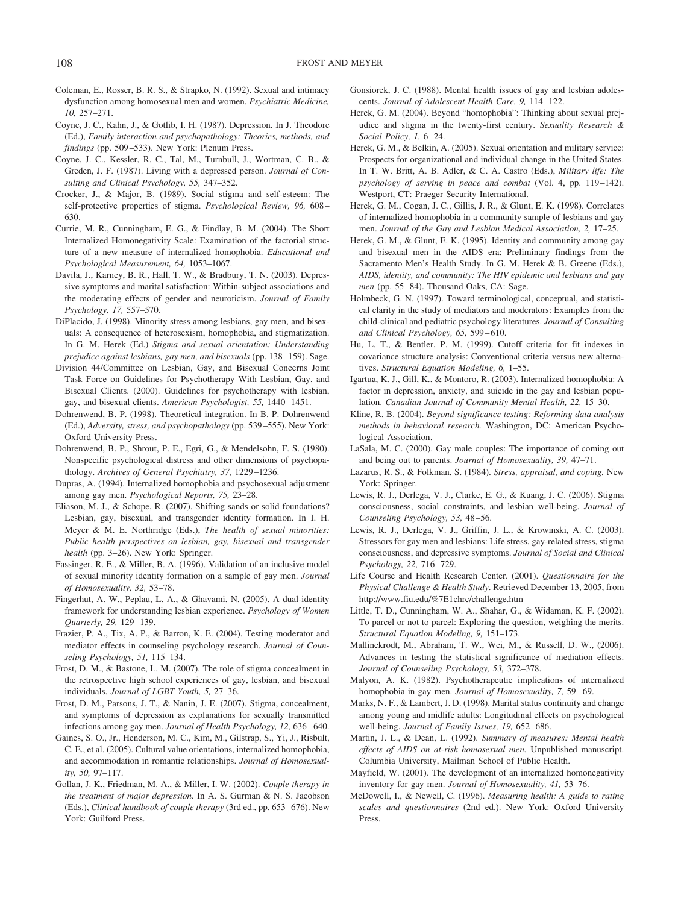Coleman, E., Rosser, B. R. S., & Strapko, N. (1992). Sexual and intimacy dysfunction among homosexual men and women. *Psychiatric Medicine, 10,* 257–271.

Coyne, J. C., Kahn, J., & Gotlib, I. H. (1987). Depression. In J. Theodore (Ed.), *Family interaction and psychopathology: Theories, methods, and findings* (pp. 509–533). New York: Plenum Press.

Coyne, J. C., Kessler, R. C., Tal, M., Turnbull, J., Wortman, C. B., & Greden, J. F. (1987). Living with a depressed person. *Journal of Consulting and Clinical Psychology, 55,* 347–352.

Crocker, J., & Major, B. (1989). Social stigma and self-esteem: The self-protective properties of stigma. *Psychological Review, 96,* 608–630.

Currie, M. R., Cunningham, E. G., & Findlay, B. M. (2004). The Short Internalized Homonegativity Scale: Examination of the factorial structure of a new measure of internalized homophobia. *Educational and Psychological Measurement, 64,* 1053–1067.

Davila, J., Karney, B. R., Hall, T. W., & Bradbury, T. N. (2003). Depressive symptoms and marital satisfaction: Within-subject associations and the moderating effects of gender and neuroticism. *Journal of Family Psychology, 17,* 557–570.

DiPlacido, J. (1998). Minority stress among lesbians, gay men, and bisexuals: A consequence of heterosexism, homophobia, and stigmatization. In G. M. Herek (Ed.) *Stigma and sexual orientation: Understanding prejudice against lesbians, gay men, and bisexuals* (pp. 138–159). Sage.

Division 44/Committee on Lesbian, Gay, and Bisexual Concerns Joint Task Force on Guidelines for Psychotherapy With Lesbian, Gay, and Bisexual Clients. (2000). Guidelines for psychotherapy with lesbian, gay, and bisexual clients. *American Psychologist, 55,* 1440–1451.

Dohrenwend, B. P. (1998). Theoretical integration. In B. P. Dohrenwend (Ed.), *Adversity, stress, and psychopathology* (pp. 539–555). New York: Oxford University Press.

Dohrenwend, B. P., Shrout, P. E., Egri, G., & Mendelsohn, F. S. (1980). Nonspecific psychological distress and other dimensions of psychopathology. *Archives of General Psychiatry, 37,* 1229–1236.

Dupras, A. (1994). Internalized homophobia and psychosexual adjustment among gay men. *Psychological Reports, 75,* 23–28.

Eliason, M. J., & Schope, R. (2007). Shifting sands or solid foundations? Lesbian, gay, bisexual, and transgender identity formation. In I. H. Meyer & M. E. Northridge (Eds.), *The health of sexual minorities: Public health perspectives on lesbian, gay, bisexual and transgender health* (pp. 3–26). New York: Springer.

Fassinger, R. E., & Miller, B. A. (1996). Validation of an inclusive model of sexual minority identity formation on a sample of gay men. *Journal of Homosexuality, 32,* 53–78.

Fingerhut, A. W., Peplau, L. A., & Ghavami, N. (2005). A dual-identity framework for understanding lesbian experience. *Psychology of Women Quarterly, 29,* 129–139.

Frazier, P. A., Tix, A. P., & Barron, K. E. (2004). Testing moderator and mediator effects in counseling psychology research. *Journal of Counseling Psychology, 51,* 115–134.

Frost, D. M., & Bastone, L. M. (2007). The role of stigma concealment in the retrospective high school experiences of gay, lesbian, and bisexual individuals. *Journal of LGBT Youth, 5,* 27–36.

Frost, D. M., Parsons, J. T., & Nanin, J. E. (2007). Stigma, concealment, and symptoms of depression as explanations for sexually transmitted infections among gay men. *Journal of Health Psychology, 12,* 636–640.

Gaines, S. O., Jr., Henderson, M. C., Kim, M., Gilstrap, S., Yi, J., Risbult, C. E., et al. (2005). Cultural value orientations, internalized homophobia, and accommodation in romantic relationships. *Journal of Homosexuality, 50,* 97–117.

Gollan, J. K., Friedman, M. A., & Miller, I. W. (2002). *Couple therapy in the treatment of major depression.* In A. S. Gurman & N. S. Jacobson (Eds.), *Clinical handbook of couple therapy* (3rd ed., pp. 653–676). New York: Guilford Press.

Gonsiorek, J. C. (1988). Mental health issues of gay and lesbian adolescents. *Journal of Adolescent Health Care, 9,* 114–122.

Herek, G. M. (2004). Beyond "homophobia": Thinking about sexual prejudice and stigma in the twenty-first century. *Sexuality Research & Social Policy, 1,* 6–24.

Herek, G. M., & Belkin, A. (2005). Sexual orientation and military service: Prospects for organizational and individual change in the United States. In T. W. Britt, A. B. Adler, & C. A. Castro (Eds.), *Military life: The psychology of serving in peace and combat* (Vol. 4, pp. 119–142). Westport, CT: Praeger Security International.

Herek, G. M., Cogan, J. C., Gillis, J. R., & Glunt, E. K. (1998). Correlates of internalized homophobia in a community sample of lesbians and gay men. *Journal of the Gay and Lesbian Medical Association, 2,* 17–25.

Herek, G. M., & Glunt, E. K. (1995). Identity and community among gay and bisexual men in the AIDS era: Preliminary findings from the Sacramento Men's Health Study. In G. M. Herek & B. Greene (Eds.), *AIDS, identity, and community: The HIV epidemic and lesbians and gay men* (pp. 55–84). Thousand Oaks, CA: Sage.

Holmbeck, G. N. (1997). Toward terminological, conceptual, and statistical clarity in the study of mediators and moderators: Examples from the child-clinical and pediatric psychology literatures. *Journal of Consulting and Clinical Psychology, 65,* 599–610.

Hu, L. T., & Bentler, P. M. (1999). Cutoff criteria for fit indexes in covariance structure analysis: Conventional criteria versus new alternatives. *Structural Equation Modeling, 6,* 1–55.

Igartua, K. J., Gill, K., & Montoro, R. (2003). Internalized homophobia: A factor in depression, anxiety, and suicide in the gay and lesbian population. *Canadian Journal of Community Mental Health, 22,* 15–30.

Kline, R. B. (2004). *Beyond significance testing: Reforming data analysis methods in behavioral research.* Washington, DC: American Psychological Association.

LaSala, M. C. (2000). Gay male couples: The importance of coming out and being out to parents. *Journal of Homosexuality, 39,* 47–71.

Lazarus, R. S., & Folkman, S. (1984). *Stress, appraisal, and coping.* New York: Springer.

Lewis, R. J., Derlega, V. J., Clarke, E. G., & Kuang, J. C. (2006). Stigma consciousness, social constraints, and lesbian well-being. *Journal of Counseling Psychology, 53,* 48–56.

Lewis, R. J., Derlega, V. J., Griffin, J. L., & Krowinski, A. C. (2003). Stressors for gay men and lesbians: Life stress, gay-related stress, stigma consciousness, and depressive symptoms. *Journal of Social and Clinical Psychology, 22,* 716–729.

Life Course and Health Research Center. (2001). *Questionnaire for the Physical Challenge & Health Study*. Retrieved December 13, 2005, from http://www.fiu.edu/%7E1chrc/challenge.htm

Little, T. D., Cunningham, W. A., Shahar, G., & Widaman, K. F. (2002). To parcel or not to parcel: Exploring the question, weighing the merits. *Structural Equation Modeling, 9,* 151–173.

Mallinckrodt, M., Abraham, T. W., Wei, M., & Russell, D. W., (2006). Advances in testing the statistical significance of mediation effects. *Journal of Counseling Psychology, 53,* 372–378.

Malyon, A. K. (1982). Psychotherapeutic implications of internalized homophobia in gay men. *Journal of Homosexuality, 7,* 59–69.

Marks, N. F., & Lambert, J. D. (1998). Marital status continuity and change among young and midlife adults: Longitudinal effects on psychological well-being. *Journal of Family Issues, 19,* 652–686.

Martin, J. L., & Dean, L. (1992). *Summary of measures: Mental health effects of AIDS on at-risk homosexual men.* Unpublished manuscript. Columbia University, Mailman School of Public Health.

Mayfield, W. (2001). The development of an internalized homonegativity inventory for gay men. *Journal of Homosexuality, 41,* 53–76.

McDowell, I., & Newell, C. (1996). *Measuring health: A guide to rating scales and questionnaires* (2nd ed.). New York: Oxford University Press.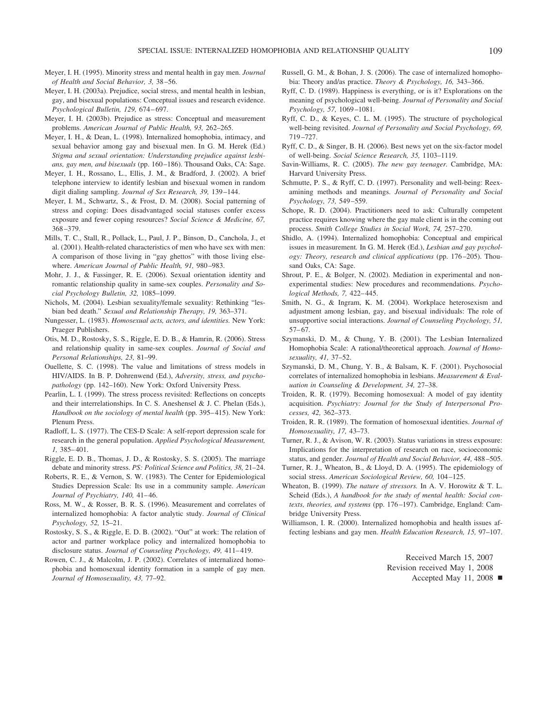Meyer, I. H. (1995). Minority stress and mental health in gay men. *Journal of Health and Social Behavior, 3,* 38–56.

Meyer, I. H. (2003a). Prejudice, social stress, and mental health in lesbian, gay, and bisexual populations: Conceptual issues and research evidence. *Psychological Bulletin, 129,* 674–697.

Meyer, I. H. (2003b). Prejudice as stress: Conceptual and measurement problems. *American Journal of Public Health, 93,* 262–265.

Meyer, I. H., & Dean, L. (1998). Internalized homophobia, intimacy, and sexual behavior among gay and bisexual men. In G. M. Herek (Ed.) *Stigma and sexual orientation: Understanding prejudice against lesbians, gay men, and bisexuals* (pp. 160–186). Thousand Oaks, CA: Sage.

Meyer, I. H., Rossano, L., Ellis, J. M., & Bradford, J. (2002). A brief telephone interview to identify lesbian and bisexual women in random digit dialing sampling. *Journal of Sex Research, 39,* 139–144.

Meyer, I. M., Schwartz, S., & Frost, D. M. (2008). Social patterning of stress and coping: Does disadvantaged social statuses confer excess exposure and fewer coping resources? *Social Science & Medicine, 67,* 368–379.

Mills, T. C., Stall, R., Pollack, L., Paul, J. P., Binson, D., Canchola, J., et al. (2001). Health-related characteristics of men who have sex with men: A comparison of those living in "gay ghettos" with those living elsewhere. *American Journal of Public Health, 91,* 980–983.

Mohr, J. J., & Fassinger, R. E. (2006). Sexual orientation identity and romantic relationship quality in same-sex couples. *Personality and Social Psychology Bulletin, 32,* 1085–1099.

Nichols, M. (2004). Lesbian sexuality/female sexuality: Rethinking "lesbian bed death." *Sexual and Relationship Therapy, 19,* 363–371.

Nungesser, L. (1983). *Homosexual acts, actors, and identities.* New York: Praeger Publishers.

Otis, M. D., Rostosky, S. S., Riggle, E. D. B., & Hamrin, R. (2006). Stress and relationship quality in same-sex couples. *Journal of Social and Personal Relationships, 23,* 81–99.

Ouellette, S. C. (1998). The value and limitations of stress models in HIV/AIDS. In B. P. Dohrenwend (Ed.), *Adversity, stress, and psychopathology* (pp. 142–160). New York: Oxford University Press.

Pearlin, L. I. (1999). The stress process revisited: Reflections on concepts and their interrelationships. In C. S. Aneshensel & J. C. Phelan (Eds.), *Handbook on the sociology of mental health* (pp. 395–415). New York: Plenum Press.

Radloff, L. S. (1977). The CES-D Scale: A self-report depression scale for research in the general population. *Applied Psychological Measurement, 1,* 385–401.

Riggle, E. D. B., Thomas, J. D., & Rostosky, S. S. (2005). The marriage debate and minority stress. *PS: Political Science and Politics, 38,* 21–24.

Roberts, R. E., & Vernon, S. W. (1983). The Center for Epidemiological Studies Depression Scale: Its use in a community sample. *American Journal of Psychiatry, 140,* 41–46.

Ross, M. W., & Rosser, B. R. S. (1996). Measurement and correlates of internalized homophobia: A factor analytic study. *Journal of Clinical Psychology, 52,* 15–21.

Rostosky, S. S., & Riggle, E. D. B. (2002). "Out" at work: The relation of actor and partner workplace policy and internalized homophobia to disclosure status. *Journal of Counseling Psychology, 49,* 411–419.

Rowen, C. J., & Malcolm, J. P. (2002). Correlates of internalized homophobia and homosexual identity formation in a sample of gay men. *Journal of Homosexuality, 43,* 77–92.

Russell, G. M., & Bohan, J. S. (2006). The case of internalized homophobia: Theory and/as practice. *Theory & Psychology, 16,* 343–366.

Ryff, C. D. (1989). Happiness is everything, or is it? Explorations on the meaning of psychological well-being. *Journal of Personality and Social Psychology, 57,* 1069–1081.

Ryff, C. D., & Keyes, C. L. M. (1995). The structure of psychological well-being revisited. *Journal of Personality and Social Psychology, 69,* 719–727.

Ryff, C. D., & Singer, B. H. (2006). Best news yet on the six-factor model of well-being. *Social Science Research, 35,* 1103–1119.

Savin-Williams, R. C. (2005). *The new gay teenager.* Cambridge, MA: Harvard University Press.

Schmutte, P. S., & Ryff, C. D. (1997). Personality and well-being: Reexamining methods and meanings. *Journal of Personality and Social Psychology, 73,* 549–559.

Schope, R. D. (2004). Practitioners need to ask: Culturally competent practice requires knowing where the gay male client is in the coming out process. *Smith College Studies in Social Work, 74,* 257–270.

Shidlo, A. (1994). Internalized homophobia: Conceptual and empirical issues in measurement. In G. M. Herek (Ed.), *Lesbian and gay psychology: Theory, research and clinical applications* (pp. 176–205). Thousand Oaks, CA: Sage.

Shrout, P. E., & Bolger, N. (2002). Mediation in experimental and nonexperimental studies: New procedures and recommendations. *Psychological Methods, 7,* 422–445.

Smith, N. G., & Ingram, K. M. (2004). Workplace heterosexism and adjustment among lesbian, gay, and bisexual individuals: The role of unsupportive social interactions. *Journal of Counseling Psychology, 51,* 57–67.

Szymanski, D. M., & Chung, Y. B. (2001). The Lesbian Internalized Homophobia Scale: A rational/theoretical approach. *Journal of Homosexuality, 41,* 37–52.

Szymanski, D. M., Chung, Y. B., & Balsam, K. F. (2001). Psychosocial correlates of internalized homophobia in lesbians. *Measurement & Evaluation in Counseling & Development, 34,* 27–38.

Troiden, R. R. (1979). Becoming homosexual: A model of gay identity acquisition. *Psychiatry: Journal for the Study of Interpersonal Processes, 42,* 362–373.

Troiden, R. R. (1989). The formation of homosexual identities. *Journal of Homosexuality, 17,* 43–73.

Turner, R. J., & Avison, W. R. (2003). Status variations in stress exposure: Implications for the interpretation of research on race, socioeconomic status, and gender. *Journal of Health and Social Behavior, 44,* 488–505.

Turner, R. J., Wheaton, B., & Lloyd, D. A. (1995). The epidemiology of social stress. *American Sociological Review, 60,* 104–125.

Wheaton, B. (1999). *The nature of stressors.* In A. V. Horowitz & T. L. Scheid (Eds.), *A handbook for the study of mental health: Social contexts, theories, and systems* (pp. 176–197). Cambridge, England: Cambridge University Press.

Williamson, I. R. (2000). Internalized homophobia and health issues affecting lesbians and gay men. *Health Education Research, 15,* 97–107.

Received March 15, 2007
Revision received May 1, 2008
Accepted May 11, 2008 ■